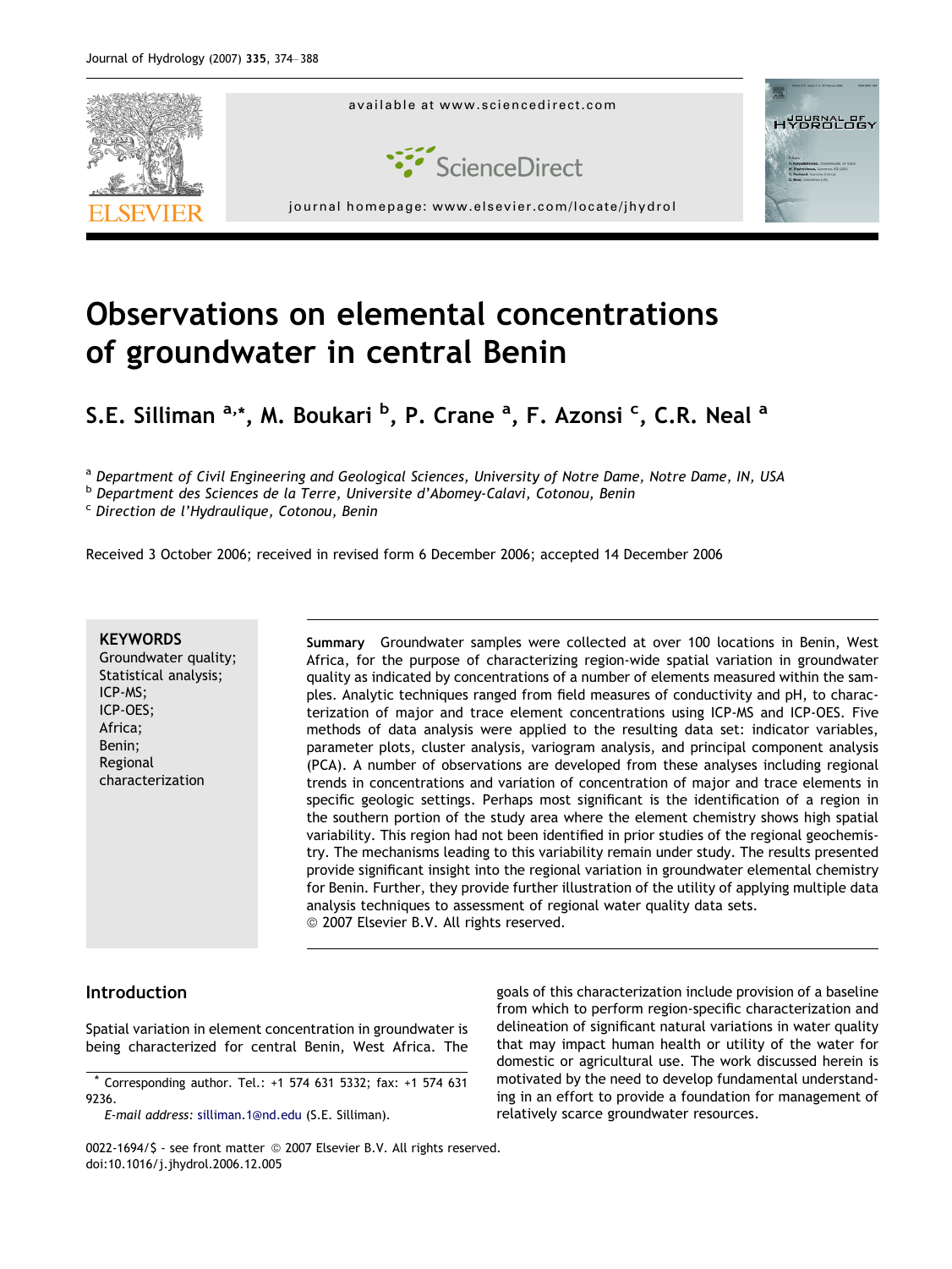# Observations on elemental concentrations of groundwater in central Benin

**S.E. Silliman [a,*], M. Boukari [b], P. Crane [a], F. Azonsi [c], C.R. Neal [a]**

[a] Department of Civil Engineering and Geological Sciences, University of Notre Dame, Notre Dame, IN, USA
[b] Department des Sciences de la Terre, Universite d'Abomey-Calavi, Cotonou, Benin
[c] Direction de l'Hydraulique, Cotonou, Benin

Received 3 October 2006; received in revised form 6 December 2006; accepted 14 December 2006

**KEYWORDS**
Groundwater quality;
Statistical analysis;
ICP-MS;
ICP-OES;
Africa;
Benin;
Regional characterization

**Summary** Groundwater samples were collected at over 100 locations in Benin, West Africa, for the purpose of characterizing region-wide spatial variation in groundwater quality as indicated by concentrations of a number of elements measured within the samples. Analytic techniques ranged from field measures of conductivity and pH, to characterization of major and trace element concentrations using ICP-MS and ICP-OES. Five methods of data analysis were applied to the resulting data set: indicator variables, parameter plots, cluster analysis, variogram analysis, and principal component analysis (PCA). A number of observations are developed from these analyses including regional trends in concentrations and variation of concentration of major and trace elements in specific geologic settings. Perhaps most significant is the identification of a region in the southern portion of the study area where the element chemistry shows high spatial variability. This region had not been identified in prior studies of the regional geochemistry. The mechanisms leading to this variability remain under study. The results presented provide significant insight into the regional variation in groundwater elemental chemistry for Benin. Further, they provide further illustration of the utility of applying multiple data analysis techniques to assessment of regional water quality data sets.
© 2007 Elsevier B.V. All rights reserved.

## Introduction

Spatial variation in element concentration in groundwater is being characterized for central Benin, West Africa. The goals of this characterization include provision of a baseline from which to perform region-specific characterization and delineation of significant natural variations in water quality that may impact human health or utility of the water for domestic or agricultural use. The work discussed herein is motivated by the need to develop fundamental understanding in an effort to provide a foundation for management of relatively scarce groundwater resources.

* Corresponding author. Tel.: +1 574 631 5332; fax: +1 574 631 9236.
*E-mail address:* silliman.1@nd.edu (S.E. Silliman).

0022-1694/$ - see front matter © 2007 Elsevier B.V. All rights reserved.
doi:10.1016/j.jhydrol.2006.12.005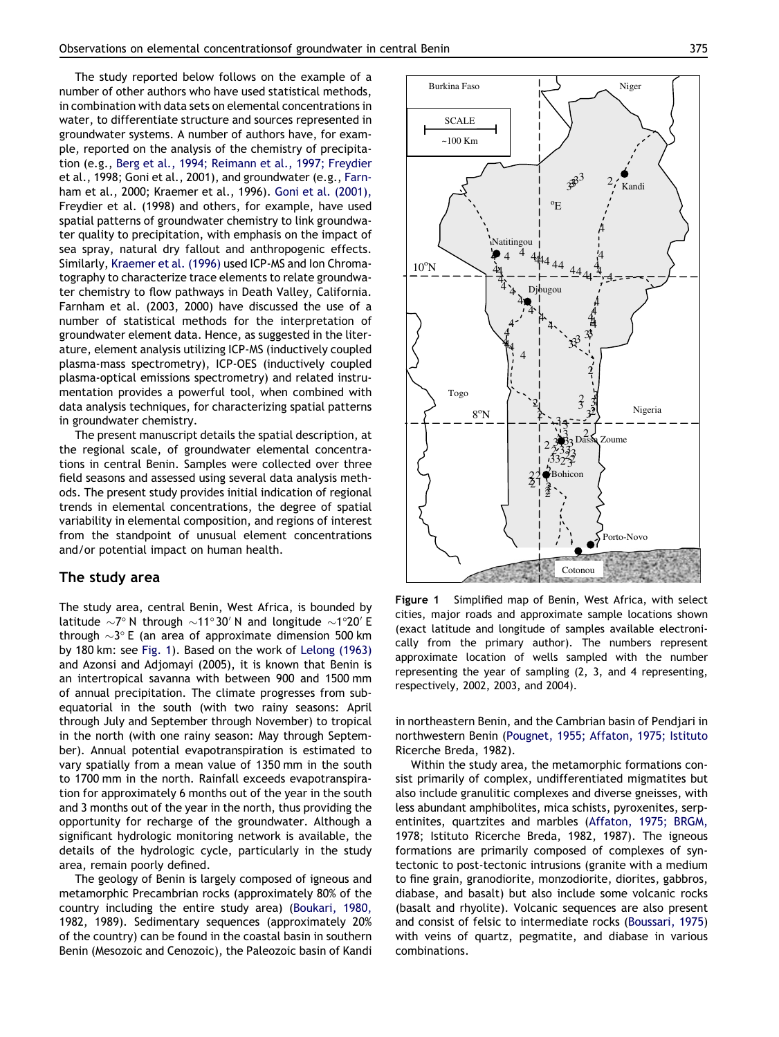The study reported below follows on the example of a number of other authors who have used statistical methods, in combination with data sets on elemental concentrations in water, to differentiate structure and sources represented in groundwater systems. A number of authors have, for example, reported on the analysis of the chemistry of precipitation (e.g., Berg et al., 1994; Reimann et al., 1997; Freydier et al., 1998; Goni et al., 2001), and groundwater (e.g., Farnham et al., 2000; Kraemer et al., 1996). Goni et al. (2001), Freydier et al. (1998) and others, for example, have used spatial patterns of groundwater chemistry to link groundwater quality to precipitation, with emphasis on the impact of sea spray, natural dry fallout and anthropogenic effects. Similarly, Kraemer et al. (1996) used ICP-MS and Ion Chromatography to characterize trace elements to relate groundwater chemistry to flow pathways in Death Valley, California. Farnham et al. (2003, 2000) have discussed the use of a number of statistical methods for the interpretation of groundwater element data. Hence, as suggested in the literature, element analysis utilizing ICP-MS (inductively coupled plasma-mass spectrometry), ICP-OES (inductively coupled plasma-optical emissions spectrometry) and related instrumentation provides a powerful tool, when combined with data analysis techniques, for characterizing spatial patterns in groundwater chemistry.

The present manuscript details the spatial description, at the regional scale, of groundwater elemental concentrations in central Benin. Samples were collected over three field seasons and assessed using several data analysis methods. The present study provides initial indication of regional trends in elemental concentrations, the degree of spatial variability in elemental composition, and regions of interest from the standpoint of unusual element concentrations and/or potential impact on human health.

## The study area

The study area, central Benin, West Africa, is bounded by latitude ~7° N through ~11°30′ N and longitude ~1°20′ E through ~3° E (an area of approximate dimension 500 km by 180 km: see Fig. 1). Based on the work of Lelong (1963) and Azonsi and Adjomayi (2005), it is known that Benin is an intertropical savanna with between 900 and 1500 mm of annual precipitation. The climate progresses from subequatorial in the south (with two rainy seasons: April through July and September through November) to tropical in the north (with one rainy season: May through September). Annual potential evapotranspiration is estimated to vary spatially from a mean value of 1350 mm in the south to 1700 mm in the north. Rainfall exceeds evapotranspiration for approximately 6 months out of the year in the south and 3 months out of the year in the north, thus providing the opportunity for recharge of the groundwater. Although a significant hydrologic monitoring network is available, the details of the hydrologic cycle, particularly in the study area, remain poorly defined.

The geology of Benin is largely composed of igneous and metamorphic Precambrian rocks (approximately 80% of the country including the entire study area) (Boukari, 1980, 1982, 1989). Sedimentary sequences (approximately 20% of the country) can be found in the coastal basin in southern Benin (Mesozoic and Cenozoic), the Paleozoic basin of Kandi in northeastern Benin, and the Cambrian basin of Pendjari in northwestern Benin (Pougnet, 1955; Affaton, 1975; Istituto Ricerche Breda, 1982).

Figure 1 Simplified map of Benin, West Africa, with select cities, major roads and approximate sample locations shown (exact latitude and longitude of samples available electronically from the primary author). The numbers represent approximate location of wells sampled with the number representing the year of sampling (2, 3, and 4 representing, respectively, 2002, 2003, and 2004).

Within the study area, the metamorphic formations consist primarily of complex, undifferentiated migmatites but also include granulitic complexes and diverse gneisses, with less abundant amphibolites, mica schists, pyroxenites, serpentinites, quartzites and marbles (Affaton, 1975; BRGM, 1978; Istituto Ricerche Breda, 1982, 1987). The igneous formations are primarily composed of complexes of syntectonic to post-tectonic intrusions (granite with a medium to fine grain, granodiorite, monzodiorite, diorites, gabbros, diabase, and basalt) but also include some volcanic rocks (basalt and rhyolite). Volcanic sequences are also present and consist of felsic to intermediate rocks (Boussari, 1975) with veins of quartz, pegmatite, and diabase in various combinations.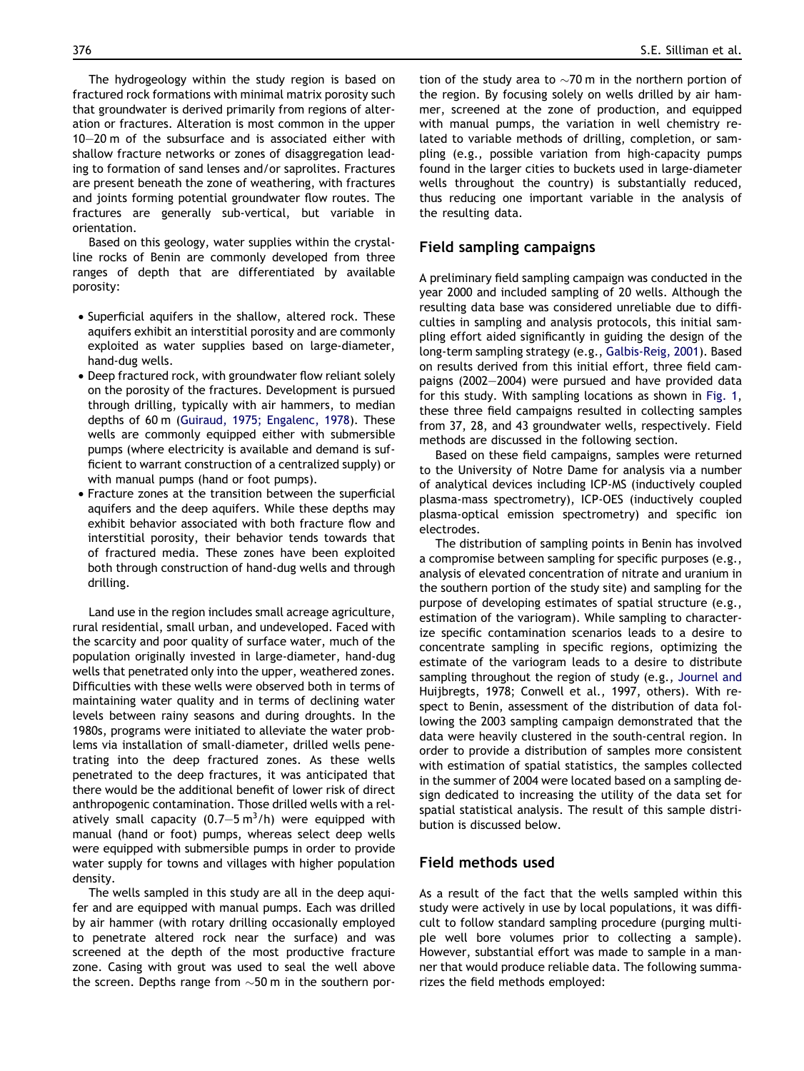The hydrogeology within the study region is based on fractured rock formations with minimal matrix porosity such that groundwater is derived primarily from regions of alteration or fractures. Alteration is most common in the upper 10–20 m of the subsurface and is associated either with shallow fracture networks or zones of disaggregation leading to formation of sand lenses and/or saprolites. Fractures are present beneath the zone of weathering, with fractures and joints forming potential groundwater flow routes. The fractures are generally sub-vertical, but variable in orientation.

Based on this geology, water supplies within the crystalline rocks of Benin are commonly developed from three ranges of depth that are differentiated by available porosity:

- Superficial aquifers in the shallow, altered rock. These aquifers exhibit an interstitial porosity and are commonly exploited as water supplies based on large-diameter, hand-dug wells.
- Deep fractured rock, with groundwater flow reliant solely on the porosity of the fractures. Development is pursued through drilling, typically with air hammers, to median depths of 60 m (Guiraud, 1975; Engalenc, 1978). These wells are commonly equipped either with submersible pumps (where electricity is available and demand is sufficient to warrant construction of a centralized supply) or with manual pumps (hand or foot pumps).
- Fracture zones at the transition between the superficial aquifers and the deep aquifers. While these depths may exhibit behavior associated with both fracture flow and interstitial porosity, their behavior tends towards that of fractured media. These zones have been exploited both through construction of hand-dug wells and through drilling.

Land use in the region includes small acreage agriculture, rural residential, small urban, and undeveloped. Faced with the scarcity and poor quality of surface water, much of the population originally invested in large-diameter, hand-dug wells that penetrated only into the upper, weathered zones. Difficulties with these wells were observed both in terms of maintaining water quality and in terms of declining water levels between rainy seasons and during droughts. In the 1980s, programs were initiated to alleviate the water problems via installation of small-diameter, drilled wells penetrating into the deep fractured zones. As these wells penetrated to the deep fractures, it was anticipated that there would be the additional benefit of lower risk of direct anthropogenic contamination. Those drilled wells with a relatively small capacity (0.7–5 $m^3$/h) were equipped with manual (hand or foot) pumps, whereas select deep wells were equipped with submersible pumps in order to provide water supply for towns and villages with higher population density.

The wells sampled in this study are all in the deep aquifer and are equipped with manual pumps. Each was drilled by air hammer (with rotary drilling occasionally employed to penetrate altered rock near the surface) and was screened at the depth of the most productive fracture zone. Casing with grout was used to seal the well above the screen. Depths range from ~50 m in the southern portion of the study area to ~70 m in the northern portion of the region. By focusing solely on wells drilled by air hammer, screened at the zone of production, and equipped with manual pumps, the variation in well chemistry related to variable methods of drilling, completion, or sampling (e.g., possible variation from high-capacity pumps found in the larger cities to buckets used in large-diameter wells throughout the country) is substantially reduced, thus reducing one important variable in the analysis of the resulting data.

## Field sampling campaigns

A preliminary field sampling campaign was conducted in the year 2000 and included sampling of 20 wells. Although the resulting data base was considered unreliable due to difficulties in sampling and analysis protocols, this initial sampling effort aided significantly in guiding the design of the long-term sampling strategy (e.g., Galbis-Reig, 2001). Based on results derived from this initial effort, three field campaigns (2002–2004) were pursued and have provided data for this study. With sampling locations as shown in Fig. 1, these three field campaigns resulted in collecting samples from 37, 28, and 43 groundwater wells, respectively. Field methods are discussed in the following section.

Based on these field campaigns, samples were returned to the University of Notre Dame for analysis via a number of analytical devices including ICP-MS (inductively coupled plasma-mass spectrometry), ICP-OES (inductively coupled plasma-optical emission spectrometry) and specific ion electrodes.

The distribution of sampling points in Benin has involved a compromise between sampling for specific purposes (e.g., analysis of elevated concentration of nitrate and uranium in the southern portion of the study site) and sampling for the purpose of developing estimates of spatial structure (e.g., estimation of the variogram). While sampling to characterize specific contamination scenarios leads to a desire to concentrate sampling in specific regions, optimizing the estimate of the variogram leads to a desire to distribute sampling throughout the region of study (e.g., Journel and Huijbregts, 1978; Conwell et al., 1997, others). With respect to Benin, assessment of the distribution of data following the 2003 sampling campaign demonstrated that the data were heavily clustered in the south-central region. In order to provide a distribution of samples more consistent with estimation of spatial statistics, the samples collected in the summer of 2004 were located based on a sampling design dedicated to increasing the utility of the data set for spatial statistical analysis. The result of this sample distribution is discussed below.

## Field methods used

As a result of the fact that the wells sampled within this study were actively in use by local populations, it was difficult to follow standard sampling procedure (purging multiple well bore volumes prior to collecting a sample). However, substantial effort was made to sample in a manner that would produce reliable data. The following summarizes the field methods employed: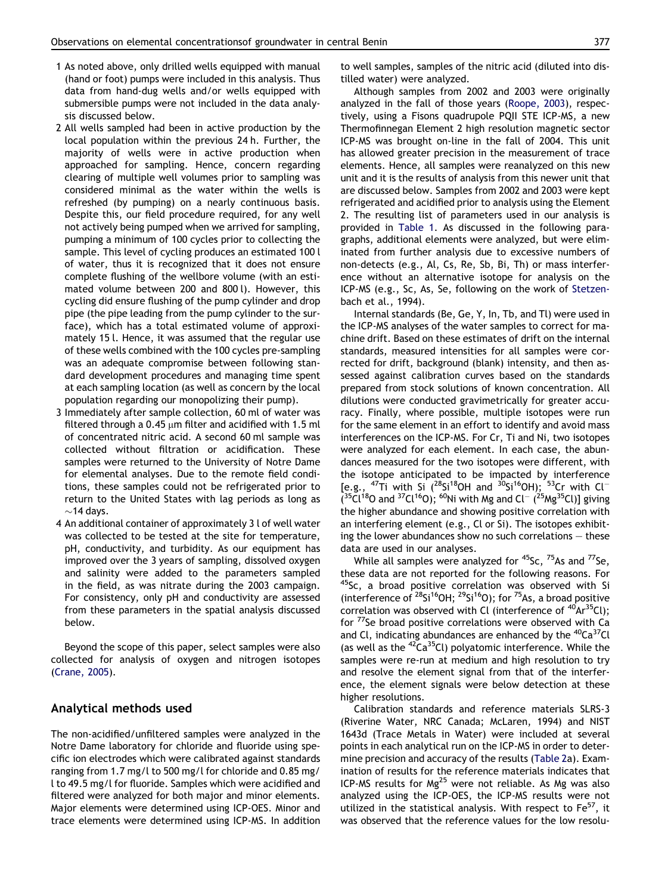1 As noted above, only drilled wells equipped with manual (hand or foot) pumps were included in this analysis. Thus data from hand-dug wells and/or wells equipped with submersible pumps were not included in the data analysis discussed below.
2 All wells sampled had been in active production by the local population within the previous 24 h. Further, the majority of wells were in active production when approached for sampling. Hence, concern regarding clearing of multiple well volumes prior to sampling was considered minimal as the water within the wells is refreshed (by pumping) on a nearly continuous basis. Despite this, our field procedure required, for any well not actively being pumped when we arrived for sampling, pumping a minimum of 100 cycles prior to collecting the sample. This level of cycling produces an estimated 100 l of water, thus it is recognized that it does not ensure complete flushing of the wellbore volume (with an estimated volume between 200 and 800 l). However, this cycling did ensure flushing of the pump cylinder and drop pipe (the pipe leading from the pump cylinder to the surface), which has a total estimated volume of approximately 15 l. Hence, it was assumed that the regular use of these wells combined with the 100 cycles pre-sampling was an adequate compromise between following standard development procedures and managing time spent at each sampling location (as well as concern by the local population regarding our monopolizing their pump).
3 Immediately after sample collection, 60 ml of water was filtered through a 0.45 μm filter and acidified with 1.5 ml of concentrated nitric acid. A second 60 ml sample was collected without filtration or acidification. These samples were returned to the University of Notre Dame for elemental analyses. Due to the remote field conditions, these samples could not be refrigerated prior to return to the United States with lag periods as long as ~14 days.
4 An additional container of approximately 3 l of well water was collected to be tested at the site for temperature, pH, conductivity, and turbidity. As our equipment has improved over the 3 years of sampling, dissolved oxygen and salinity were added to the parameters sampled in the field, as was nitrate during the 2003 campaign. For consistency, only pH and conductivity are assessed from these parameters in the spatial analysis discussed below.

Beyond the scope of this paper, select samples were also collected for analysis of oxygen and nitrogen isotopes (Crane, 2005).

## Analytical methods used

The non-acidified/unfiltered samples were analyzed in the Notre Dame laboratory for chloride and fluoride using specific ion electrodes which were calibrated against standards ranging from 1.7 mg/l to 500 mg/l for chloride and 0.85 mg/l to 49.5 mg/l for fluoride. Samples which were acidified and filtered were analyzed for both major and minor elements. Major elements were determined using ICP-OES. Minor and trace elements were determined using ICP-MS. In addition to well samples, samples of the nitric acid (diluted into distilled water) were analyzed.

Although samples from 2002 and 2003 were originally analyzed in the fall of those years (Roope, 2003), respectively, using a Fisons quadrupole PQII STE ICP-MS, a new Thermofinnegan Element 2 high resolution magnetic sector ICP-MS was brought on-line in the fall of 2004. This unit has allowed greater precision in the measurement of trace elements. Hence, all samples were reanalyzed on this new unit and it is the results of analysis from this newer unit that are discussed below. Samples from 2002 and 2003 were kept refrigerated and acidified prior to analysis using the Element 2. The resulting list of parameters used in our analysis is provided in Table 1. As discussed in the following paragraphs, additional elements were analyzed, but were eliminated from further analysis due to excessive numbers of non-detects (e.g., Al, Cs, Re, Sb, Bi, Th) or mass interference without an alternative isotope for analysis on the ICP-MS (e.g., Sc, As, Se, following on the work of Stetzenbach et al., 1994).

Internal standards (Be, Ge, Y, In, Tb, and Tl) were used in the ICP-MS analyses of the water samples to correct for machine drift. Based on these estimates of drift on the internal standards, measured intensities for all samples were corrected for drift, background (blank) intensity, and then assessed against calibration curves based on the standards prepared from stock solutions of known concentration. All dilutions were conducted gravimetrically for greater accuracy. Finally, where possible, multiple isotopes were run for the same element in an effort to identify and avoid mass interferences on the ICP-MS. For Cr, Ti and Ni, two isotopes were analyzed for each element. In each case, the abundances measured for the two isotopes were different, with the isotope anticipated to be impacted by interference [e.g., $^{47}$Ti with Si ($^{28}$Si$^{18}$OH and $^{30}$Si$^{16}$OH); $^{53}$Cr with $Cl^-$ ($^{35}$Cl$^{18}$O and $^{37}$Cl$^{16}$O); $^{60}$Ni with Mg and $Cl^-$ ($^{25}$Mg$^{35}$Cl)] giving the higher abundance and showing positive correlation with an interfering element (e.g., Cl or Si). The isotopes exhibiting the lower abundances show no such correlations – these data are used in our analyses.

While all samples were analyzed for $^{45}$Sc, $^{75}$As and $^{77}$Se, these data are not reported for the following reasons. For $^{45}$Sc, a broad positive correlation was observed with Si (interference of $^{28}$Si$^{16}$OH; $^{29}$Si$^{16}$O); for $^{75}$As, a broad positive correlation was observed with Cl (interference of $^{40}$Ar$^{35}$Cl); for $^{77}$Se broad positive correlations were observed with Ca and Cl, indicating abundances are enhanced by the $^{40}$Ca$^{37}$Cl (as well as the $^{42}$Ca$^{35}$Cl) polyatomic interference. While the samples were re-run at medium and high resolution to try and resolve the element signal from that of the interference, the element signals were below detection at these higher resolutions.

Calibration standards and reference materials SLRS-3 (Riverine Water, NRC Canada; McLaren, 1994) and NIST 1643d (Trace Metals in Water) were included at several points in each analytical run on the ICP-MS in order to determine precision and accuracy of the results (Table 2a). Examination of results for the reference materials indicates that ICP-MS results for Mg$^{25}$ were not reliable. As Mg was also analyzed using the ICP-OES, the ICP-MS results were not utilized in the statistical analysis. With respect to Fe$^{57}$, it was observed that the reference values for the low resolu-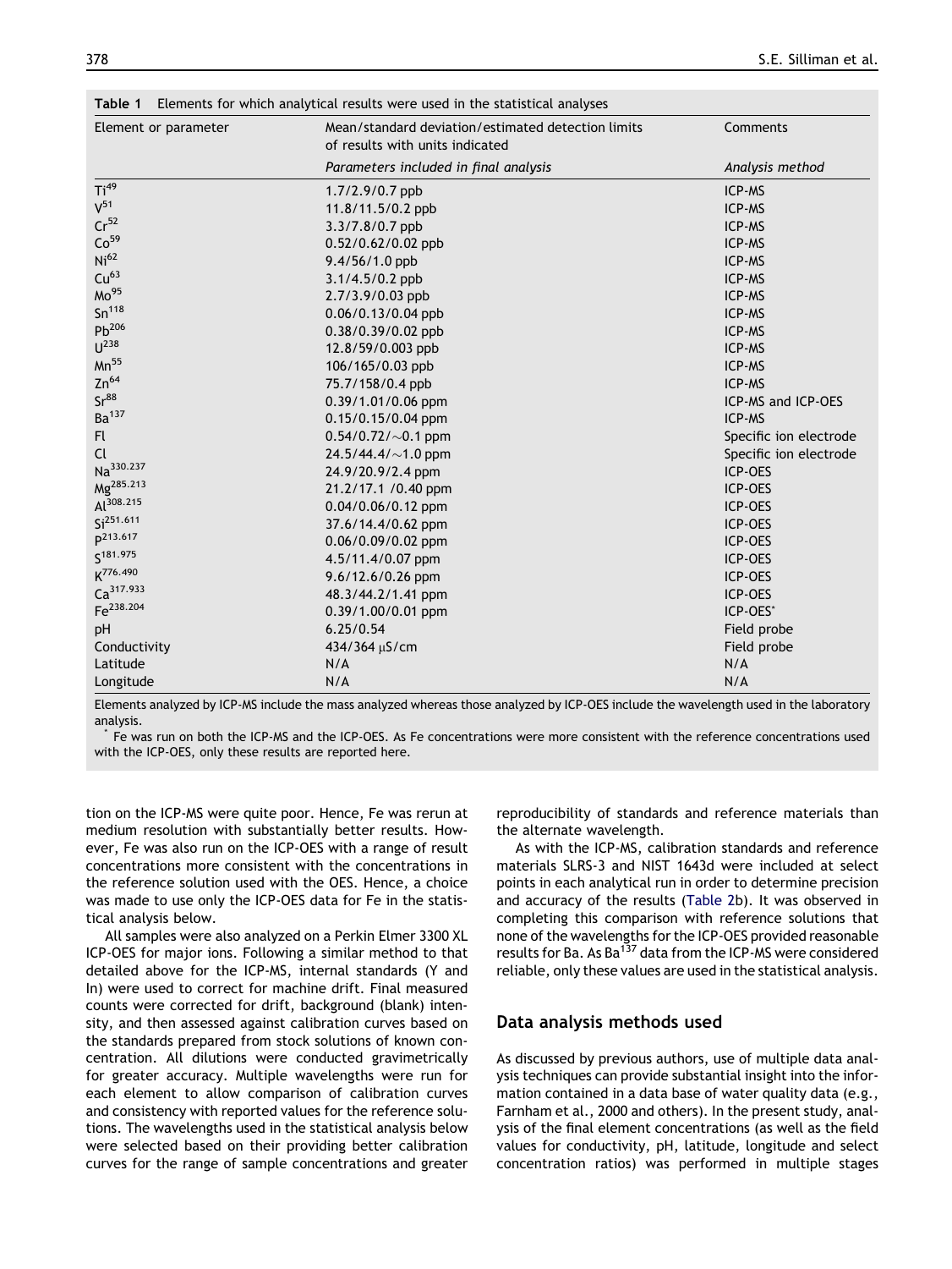**Table 1** Elements for which analytical results were used in the statistical analyses

| Element or parameter | Mean/standard deviation/estimated detection limits of results with units indicated | Comments |
|---|---|---|
| | *Parameters included in final analysis* | *Analysis method* |
| $Ti^{49}$ | 1.7/2.9/0.7 ppb | ICP-MS |
| $V^{51}$ | 11.8/11.5/0.2 ppb | ICP-MS |
| $Cr^{52}$ | 3.3/7.8/0.7 ppb | ICP-MS |
| $Co^{59}$ | 0.52/0.62/0.02 ppb | ICP-MS |
| $Ni^{62}$ | 9.4/56/1.0 ppb | ICP-MS |
| $Cu^{63}$ | 3.1/4.5/0.2 ppb | ICP-MS |
| $Mo^{95}$ | 2.7/3.9/0.03 ppb | ICP-MS |
| $Sn^{118}$ | 0.06/0.13/0.04 ppb | ICP-MS |
| $Pb^{206}$ | 0.38/0.39/0.02 ppb | ICP-MS |
| $U^{238}$ | 12.8/59/0.003 ppb | ICP-MS |
| $Mn^{55}$ | 106/165/0.03 ppb | ICP-MS |
| $Zn^{64}$ | 75.7/158/0.4 ppb | ICP-MS |
| $Sr^{88}$ | 0.39/1.01/0.06 ppm | ICP-MS and ICP-OES |
| $Ba^{137}$ | 0.15/0.15/0.04 ppm | ICP-MS |
| Fl | 0.54/0.72/~0.1 ppm | Specific ion electrode |
| Cl | 24.5/44.4/~1.0 ppm | Specific ion electrode |
| $Na^{330.237}$ | 24.9/20.9/2.4 ppm | ICP-OES |
| $Mg^{285.213}$ | 21.2/17.1 /0.40 ppm | ICP-OES |
| $Al^{308.215}$ | 0.04/0.06/0.12 ppm | ICP-OES |
| $Si^{251.611}$ | 37.6/14.4/0.62 ppm | ICP-OES |
| $P^{213.617}$ | 0.06/0.09/0.02 ppm | ICP-OES |
| $S^{181.975}$ | 4.5/11.4/0.07 ppm | ICP-OES |
| $K^{776.490}$ | 9.6/12.6/0.26 ppm | ICP-OES |
| $Ca^{317.933}$ | 48.3/44.2/1.41 ppm | ICP-OES |
| $Fe^{238.204}$ | 0.39/1.00/0.01 ppm | ICP-OES* |
| pH | 6.25/0.54 | Field probe |
| Conductivity | 434/364 μS/cm | Field probe |
| Latitude | N/A | N/A |
| Longitude | N/A | N/A |

Elements analyzed by ICP-MS include the mass analyzed whereas those analyzed by ICP-OES include the wavelength used in the laboratory analysis.

\* Fe was run on both the ICP-MS and the ICP-OES. As Fe concentrations were more consistent with the reference concentrations used with the ICP-OES, only these results are reported here.

tion on the ICP-MS were quite poor. Hence, Fe was rerun at medium resolution with substantially better results. However, Fe was also run on the ICP-OES with a range of result concentrations more consistent with the concentrations in the reference solution used with the OES. Hence, a choice was made to use only the ICP-OES data for Fe in the statistical analysis below.

All samples were also analyzed on a Perkin Elmer 3300 XL ICP-OES for major ions. Following a similar method to that detailed above for the ICP-MS, internal standards (Y and In) were used to correct for machine drift. Final measured counts were corrected for drift, background (blank) intensity, and then assessed against calibration curves based on the standards prepared from stock solutions of known concentration. All dilutions were conducted gravimetrically for greater accuracy. Multiple wavelengths were run for each element to allow comparison of calibration curves and consistency with reported values for the reference solutions. The wavelengths used in the statistical analysis below were selected based on their providing better calibration curves for the range of sample concentrations and greater reproducibility of standards and reference materials than the alternate wavelength.

As with the ICP-MS, calibration standards and reference materials SLRS-3 and NIST 1643d were included at select points in each analytical run in order to determine precision and accuracy of the results (Table 2b). It was observed in completing this comparison with reference solutions that none of the wavelengths for the ICP-OES provided reasonable results for Ba. As $Ba^{137}$ data from the ICP-MS were considered reliable, only these values are used in the statistical analysis.

## Data analysis methods used

As discussed by previous authors, use of multiple data analysis techniques can provide substantial insight into the information contained in a data base of water quality data (e.g., Farnham et al., 2000 and others). In the present study, analysis of the final element concentrations (as well as the field values for conductivity, pH, latitude, longitude and select concentration ratios) was performed in multiple stages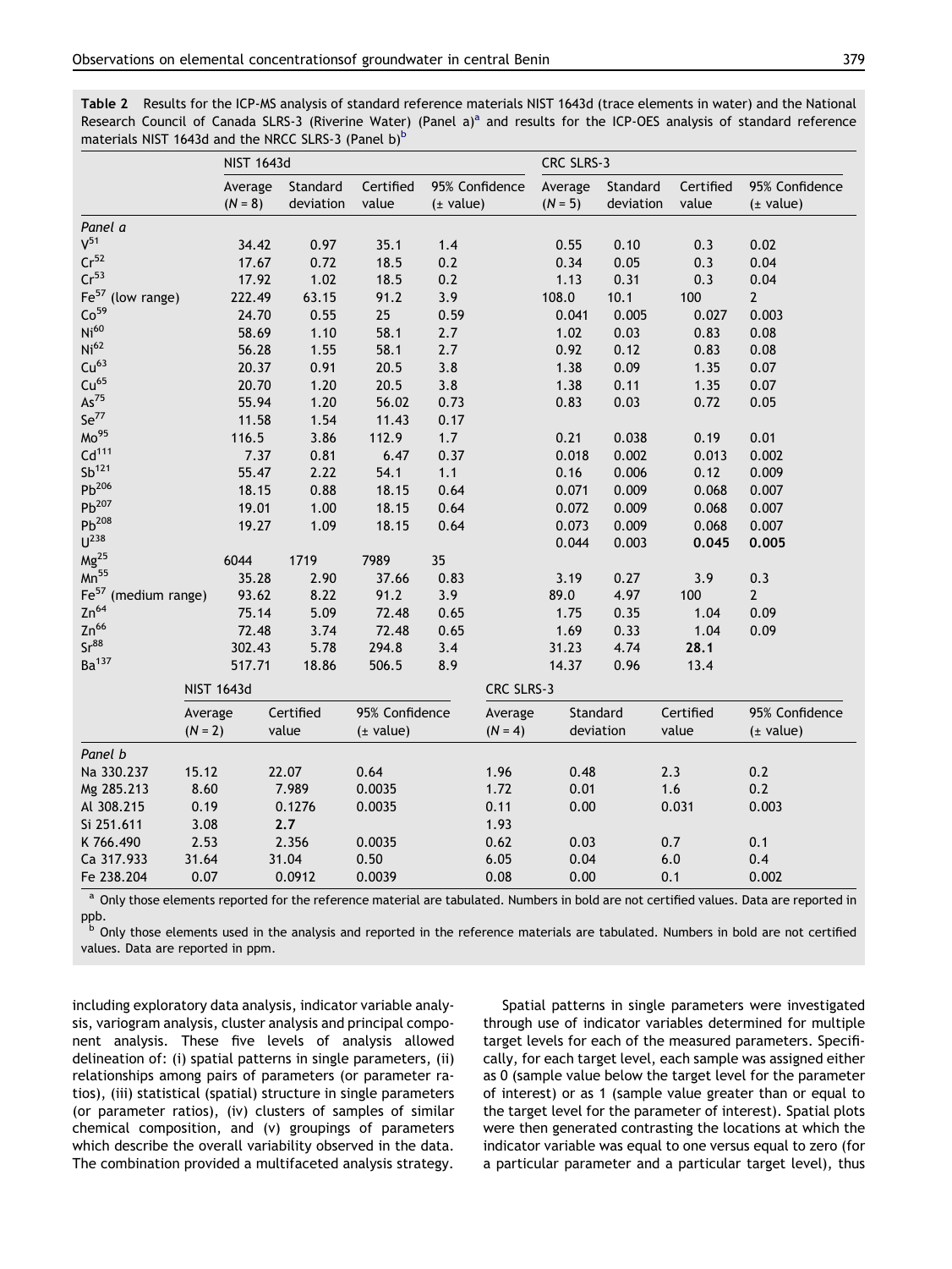**Table 2** Results for the ICP-MS analysis of standard reference materials NIST 1643d (trace elements in water) and the National Research Council of Canada SLRS-3 (Riverine Water) (Panel a)[a] and results for the ICP-OES analysis of standard reference materials NIST 1643d and the NRCC SLRS-3 (Panel b)[b]

| | NIST 1643d | | | | CRC SLRS-3 | | | |
|---|---|---|---|---|---|---|---|---|
| | Average ($N = 8$) | Standard deviation | Certified value | 95% Confidence (± value) | Average ($N = 5$) | Standard deviation | Certified value | 95% Confidence (± value) |
| *Panel a* | | | | | | | | |
| $V^{51}$ | 34.42 | 0.97 | 35.1 | 1.4 | 0.55 | 0.10 | 0.3 | 0.02 |
| $Cr^{52}$ | 17.67 | 0.72 | 18.5 | 0.2 | 0.34 | 0.05 | 0.3 | 0.04 |
| $Cr^{53}$ | 17.92 | 1.02 | 18.5 | 0.2 | 1.13 | 0.31 | 0.3 | 0.04 |
| $Fe^{57}$ (low range) | 222.49 | 63.15 | 91.2 | 3.9 | 108.0 | 10.1 | 100 | 2 |
| $Co^{59}$ | 24.70 | 0.55 | 25 | 0.59 | 0.041 | 0.005 | 0.027 | 0.003 |
| $Ni^{60}$ | 58.69 | 1.10 | 58.1 | 2.7 | 1.02 | 0.03 | 0.83 | 0.08 |
| $Ni^{62}$ | 56.28 | 1.55 | 58.1 | 2.7 | 0.92 | 0.12 | 0.83 | 0.08 |
| $Cu^{63}$ | 20.37 | 0.91 | 20.5 | 3.8 | 1.38 | 0.09 | 1.35 | 0.07 |
| $Cu^{65}$ | 20.70 | 1.20 | 20.5 | 3.8 | 1.38 | 0.11 | 1.35 | 0.07 |
| $As^{75}$ | 55.94 | 1.20 | 56.02 | 0.73 | 0.83 | 0.03 | 0.72 | 0.05 |
| $Se^{77}$ | 11.58 | 1.54 | 11.43 | 0.17 | | | | |
| $Mo^{95}$ | 116.5 | 3.86 | 112.9 | 1.7 | 0.21 | 0.038 | 0.19 | 0.01 |
| $Cd^{111}$ | 7.37 | 0.81 | 6.47 | 0.37 | 0.018 | 0.002 | 0.013 | 0.002 |
| $Sb^{121}$ | 55.47 | 2.22 | 54.1 | 1.1 | 0.16 | 0.006 | 0.12 | 0.009 |
| $Pb^{206}$ | 18.15 | 0.88 | 18.15 | 0.64 | 0.071 | 0.009 | 0.068 | 0.007 |
| $Pb^{207}$ | 19.01 | 1.00 | 18.15 | 0.64 | 0.072 | 0.009 | 0.068 | 0.007 |
| $Pb^{208}$ | 19.27 | 1.09 | 18.15 | 0.64 | 0.073 | 0.009 | 0.068 | 0.007 |
| $U^{238}$ | | | | | 0.044 | 0.003 | **0.045** | **0.005** |
| $Mg^{25}$ | 6044 | 1719 | 7989 | 35 | | | | |
| $Mn^{55}$ | 35.28 | 2.90 | 37.66 | 0.83 | 3.19 | 0.27 | 3.9 | 0.3 |
| $Fe^{57}$ (medium range) | 93.62 | 8.22 | 91.2 | 3.9 | 89.0 | 4.97 | 100 | 2 |
| $Zn^{64}$ | 75.14 | 5.09 | 72.48 | 0.65 | 1.75 | 0.35 | 1.04 | 0.09 |
| $Zn^{66}$ | 72.48 | 3.74 | 72.48 | 0.65 | 1.69 | 0.33 | 1.04 | 0.09 |
| $Sr^{88}$ | 302.43 | 5.78 | 294.8 | 3.4 | 31.23 | 4.74 | **28.1** | |
| $Ba^{137}$ | 517.71 | 18.86 | 506.5 | 8.9 | 14.37 | 0.96 | 13.4 | |

| | NIST 1643d | | | CRC SLRS-3 | | | |
|---|---|---|---|---|---|---|---|
| | Average ($N = 2$) | Certified value | 95% Confidence (± value) | Average ($N = 4$) | Standard deviation | Certified value | 95% Confidence (± value) |
| *Panel b* | | | | | | | |
| Na 330.237 | 15.12 | 22.07 | 0.64 | 1.96 | 0.48 | 2.3 | 0.2 |
| Mg 285.213 | 8.60 | 7.989 | 0.0035 | 1.72 | 0.01 | 1.6 | 0.2 |
| Al 308.215 | 0.19 | 0.1276 | 0.0035 | 0.11 | 0.00 | 0.031 | 0.003 |
| Si 251.611 | 3.08 | **2.7** | | 1.93 | | | |
| K 766.490 | 2.53 | 2.356 | 0.0035 | 0.62 | 0.03 | 0.7 | 0.1 |
| Ca 317.933 | 31.64 | 31.04 | 0.50 | 6.05 | 0.04 | 6.0 | 0.4 |
| Fe 238.204 | 0.07 | 0.0912 | 0.0039 | 0.08 | 0.00 | 0.1 | 0.002 |

[a] Only those elements reported for the reference material are tabulated. Numbers in bold are not certified values. Data are reported in ppb.

[b] Only those elements used in the analysis and reported in the reference materials are tabulated. Numbers in bold are not certified values. Data are reported in ppm.

including exploratory data analysis, indicator variable analysis, variogram analysis, cluster analysis and principal component analysis. These five levels of analysis allowed delineation of: (i) spatial patterns in single parameters, (ii) relationships among pairs of parameters (or parameter ratios), (iii) statistical (spatial) structure in single parameters (or parameter ratios), (iv) clusters of samples of similar chemical composition, and (v) groupings of parameters which describe the overall variability observed in the data. The combination provided a multifaceted analysis strategy.

Spatial patterns in single parameters were investigated through use of indicator variables determined for multiple target levels for each of the measured parameters. Specifically, for each target level, each sample was assigned either as 0 (sample value below the target level for the parameter of interest) or as 1 (sample value greater than or equal to the target level for the parameter of interest). Spatial plots were then generated contrasting the locations at which the indicator variable was equal to one versus equal to zero (for a particular parameter and a particular target level), thus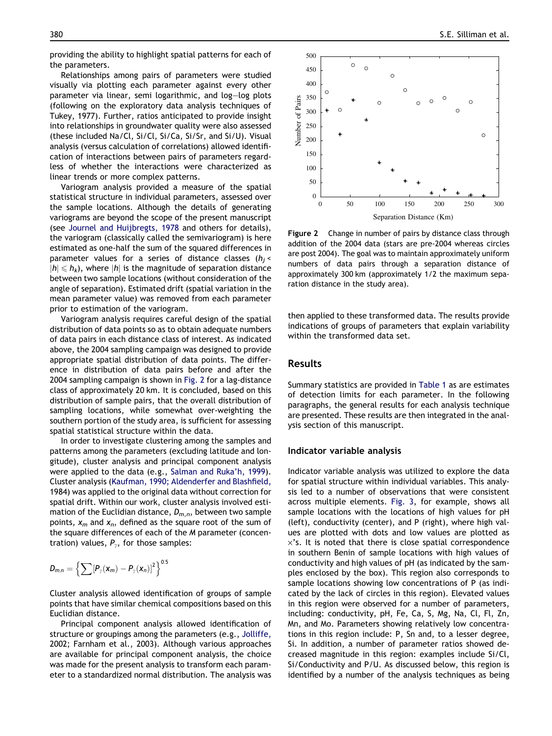providing the ability to highlight spatial patterns for each of the parameters.

Relationships among pairs of parameters were studied visually via plotting each parameter against every other parameter via linear, semi logarithmic, and log–log plots (following on the exploratory data analysis techniques of Tukey, 1977). Further, ratios anticipated to provide insight into relationships in groundwater quality were also assessed (these included Na/Cl, Si/Cl, Si/Ca, Si/Sr, and Si/U). Visual analysis (versus calculation of correlations) allowed identification of interactions between pairs of parameters regardless of whether the interactions were characterized as linear trends or more complex patterns.

Variogram analysis provided a measure of the spatial statistical structure in individual parameters, assessed over the sample locations. Although the details of generating variograms are beyond the scope of the present manuscript (see Journel and Huijbregts, 1978 and others for details), the variogram (classically called the semivariogram) is here estimated as one-half the sum of the squared differences in parameter values for a series of distance classes ($h_j < |h| \leqslant h_k$), where $|h|$ is the magnitude of separation distance between two sample locations (without consideration of the angle of separation). Estimated drift (spatial variation in the mean parameter value) was removed from each parameter prior to estimation of the variogram.

Variogram analysis requires careful design of the spatial distribution of data points so as to obtain adequate numbers of data pairs in each distance class of interest. As indicated above, the 2004 sampling campaign was designed to provide appropriate spatial distribution of data points. The difference in distribution of data pairs before and after the 2004 sampling campaign is shown in Fig. 2 for a lag-distance class of approximately 20 km. It is concluded, based on this distribution of sample pairs, that the overall distribution of sampling locations, while somewhat over-weighting the southern portion of the study area, is sufficient for assessing spatial statistical structure within the data.

In order to investigate clustering among the samples and patterns among the parameters (excluding latitude and longitude), cluster analysis and principal component analysis were applied to the data (e.g., Salman and Ruka'h, 1999). Cluster analysis (Kaufman, 1990; Aldenderfer and Blashfield, 1984) was applied to the original data without correction for spatial drift. Within our work, cluster analysis involved estimation of the Euclidian distance, $D_{m,n}$, between two sample points, $x_m$ and $x_n$, defined as the square root of the sum of the square differences of each of the $M$ parameter (concentration) values, $P_\gamma$, for those samples:

$$D_{m,n} = \left\{ \sum [P_\gamma(x_m) - P_\gamma(x_n)]^2 \right\}^{0.5}$$

Cluster analysis allowed identification of groups of sample points that have similar chemical compositions based on this Euclidian distance.

Principal component analysis allowed identification of structure or groupings among the parameters (e.g., Jolliffe, 2002; Farnham et al., 2003). Although various approaches are available for principal component analysis, the choice was made for the present analysis to transform each parameter to a standardized normal distribution. The analysis was then applied to these transformed data. The results provide indications of groups of parameters that explain variability within the transformed data set.

**Figure 2** Change in number of pairs by distance class through addition of the 2004 data (stars are pre-2004 whereas circles are post 2004). The goal was to maintain approximately uniform numbers of data pairs through a separation distance of approximately 300 km (approximately 1/2 the maximum separation distance in the study area).

## Results

Summary statistics are provided in Table 1 as are estimates of detection limits for each parameter. In the following paragraphs, the general results for each analysis technique are presented. These results are then integrated in the analysis section of this manuscript.

### Indicator variable analysis

Indicator variable analysis was utilized to explore the data for spatial structure within individual variables. This analysis led to a number of observations that were consistent across multiple elements. Fig. 3, for example, shows all sample locations with the locations of high values for pH (left), conductivity (center), and P (right), where high values are plotted with dots and low values are plotted as ×'s. It is noted that there is close spatial correspondence in southern Benin of sample locations with high values of conductivity and high values of pH (as indicated by the samples enclosed by the box). This region also corresponds to sample locations showing low concentrations of P (as indicated by the lack of circles in this region). Elevated values in this region were observed for a number of parameters, including: conductivity, pH, Fe, Ca, S, Mg, Na, Cl, Fl, Zn, Mn, and Mo. Parameters showing relatively low concentrations in this region include: P, Sn and, to a lesser degree, Si. In addition, a number of parameter ratios showed decreased magnitude in this region: examples include Si/Cl, Si/Conductivity and P/U. As discussed below, this region is identified by a number of the analysis techniques as being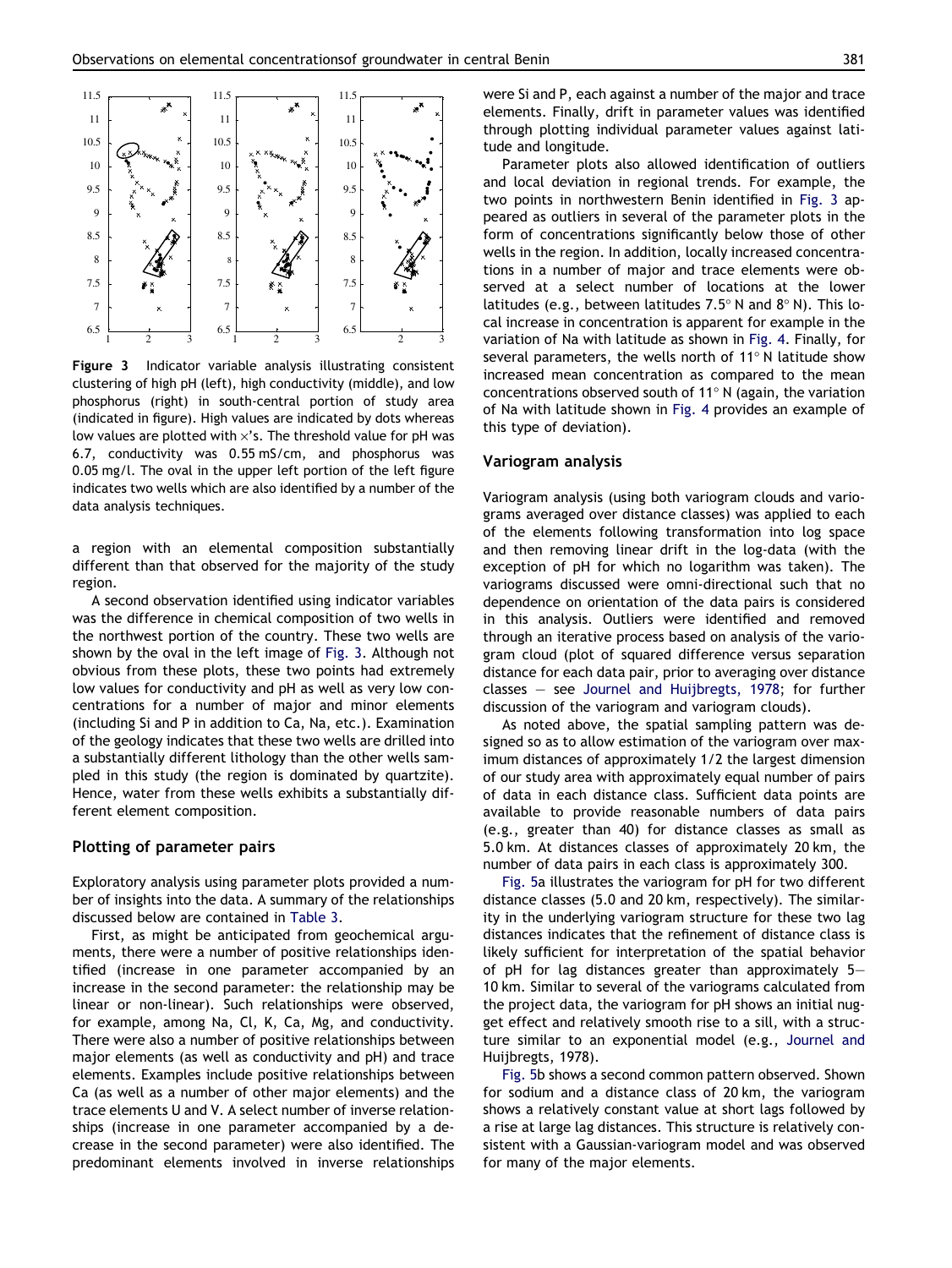Figure 3 Indicator variable analysis illustrating consistent clustering of high pH (left), high conductivity (middle), and low phosphorus (right) in south-central portion of study area (indicated in figure). High values are indicated by dots whereas low values are plotted with ×'s. The threshold value for pH was 6.7, conductivity was 0.55 mS/cm, and phosphorus was 0.05 mg/l. The oval in the upper left portion of the left figure indicates two wells which are also identified by a number of the data analysis techniques.

a region with an elemental composition substantially different than that observed for the majority of the study region.

A second observation identified using indicator variables was the difference in chemical composition of two wells in the northwest portion of the country. These two wells are shown by the oval in the left image of Fig. 3. Although not obvious from these plots, these two points had extremely low values for conductivity and pH as well as very low concentrations for a number of major and minor elements (including Si and P in addition to Ca, Na, etc.). Examination of the geology indicates that these two wells are drilled into a substantially different lithology than the other wells sampled in this study (the region is dominated by quartzite). Hence, water from these wells exhibits a substantially different element composition.

### Plotting of parameter pairs

Exploratory analysis using parameter plots provided a number of insights into the data. A summary of the relationships discussed below are contained in Table 3.

First, as might be anticipated from geochemical arguments, there were a number of positive relationships identified (increase in one parameter accompanied by an increase in the second parameter: the relationship may be linear or non-linear). Such relationships were observed, for example, among Na, Cl, K, Ca, Mg, and conductivity. There were also a number of positive relationships between major elements (as well as conductivity and pH) and trace elements. Examples include positive relationships between Ca (as well as a number of other major elements) and the trace elements U and V. A select number of inverse relationships (increase in one parameter accompanied by a decrease in the second parameter) were also identified. The predominant elements involved in inverse relationships were Si and P, each against a number of the major and trace elements. Finally, drift in parameter values was identified through plotting individual parameter values against latitude and longitude.

Parameter plots also allowed identification of outliers and local deviation in regional trends. For example, the two points in northwestern Benin identified in Fig. 3 appeared as outliers in several of the parameter plots in the form of concentrations significantly below those of other wells in the region. In addition, locally increased concentrations in a number of major and trace elements were observed at a select number of locations at the lower latitudes (e.g., between latitudes 7.5° N and 8° N). This local increase in concentration is apparent for example in the variation of Na with latitude as shown in Fig. 4. Finally, for several parameters, the wells north of 11° N latitude show increased mean concentration as compared to the mean concentrations observed south of 11° N (again, the variation of Na with latitude shown in Fig. 4 provides an example of this type of deviation).

### Variogram analysis

Variogram analysis (using both variogram clouds and variograms averaged over distance classes) was applied to each of the elements following transformation into log space and then removing linear drift in the log-data (with the exception of pH for which no logarithm was taken). The variograms discussed were omni-directional such that no dependence on orientation of the data pairs is considered in this analysis. Outliers were identified and removed through an iterative process based on analysis of the variogram cloud (plot of squared difference versus separation distance for each data pair, prior to averaging over distance classes – see Journel and Huijbregts, 1978; for further discussion of the variogram and variogram clouds).

As noted above, the spatial sampling pattern was designed so as to allow estimation of the variogram over maximum distances of approximately 1/2 the largest dimension of our study area with approximately equal number of pairs of data in each distance class. Sufficient data points are available to provide reasonable numbers of data pairs (e.g., greater than 40) for distance classes as small as 5.0 km. At distances classes of approximately 20 km, the number of data pairs in each class is approximately 300.

Fig. 5a illustrates the variogram for pH for two different distance classes (5.0 and 20 km, respectively). The similarity in the underlying variogram structure for these two lag distances indicates that the refinement of distance class is likely sufficient for interpretation of the spatial behavior of pH for lag distances greater than approximately 5–10 km. Similar to several of the variograms calculated from the project data, the variogram for pH shows an initial nugget effect and relatively smooth rise to a sill, with a structure similar to an exponential model (e.g., Journel and Huijbregts, 1978).

Fig. 5b shows a second common pattern observed. Shown for sodium and a distance class of 20 km, the variogram shows a relatively constant value at short lags followed by a rise at large lag distances. This structure is relatively consistent with a Gaussian-variogram model and was observed for many of the major elements.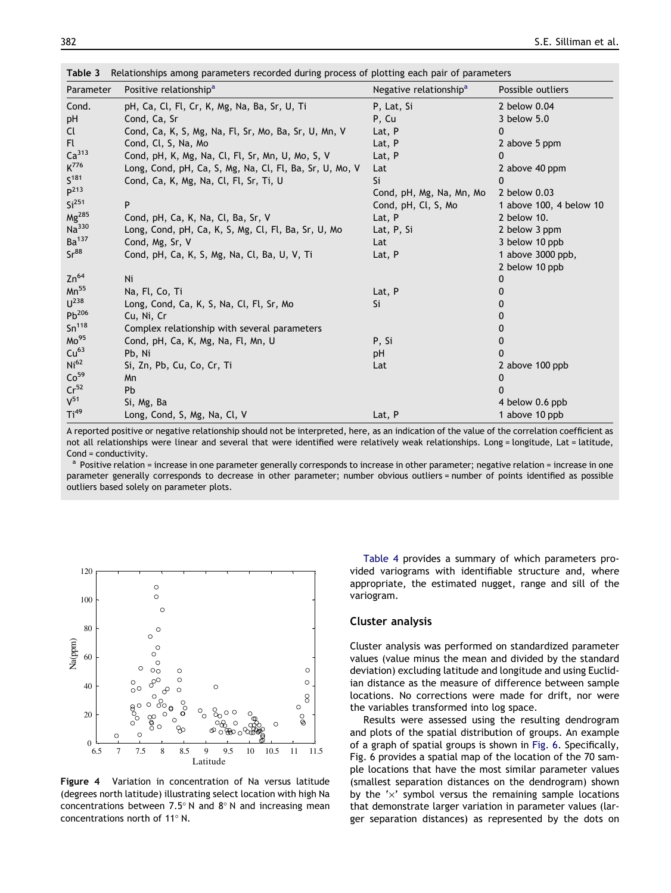**Table 3** Relationships among parameters recorded during process of plotting each pair of parameters

| Parameter | Positive relationship[a] | Negative relationship[a] | Possible outliers |
|---|---|---|---|
| Cond. | pH, Ca, Cl, Fl, Cr, K, Mg, Na, Ba, Sr, U, Ti | P, Lat, Si | 2 below 0.04 |
| pH | Cond, Ca, Sr | P, Cu | 3 below 5.0 |
| Cl | Cond, Ca, K, S, Mg, Na, Fl, Sr, Mo, Ba, Sr, U, Mn, V | Lat, P | 0 |
| Fl | Cond, Cl, S, Na, Mo | Lat, P | 2 above 5 ppm |
| $Ca^{313}$ | Cond, pH, K, Mg, Na, Cl, Fl, Sr, Mn, U, Mo, S, V | Lat, P | 0 |
| $K^{776}$ | Long, Cond, pH, Ca, S, Mg, Na, Cl, Fl, Ba, Sr, U, Mo, V | Lat | 2 above 40 ppm |
| $S^{181}$ | Cond, Ca, K, Mg, Na, Cl, Fl, Sr, Ti, U | Si | 0 |
| $P^{213}$ | | Cond, pH, Mg, Na, Mn, Mo | 2 below 0.03 |
| $Si^{251}$ | P | Cond, pH, Cl, S, Mo | 1 above 100, 4 below 10 |
| $Mg^{285}$ | Cond, pH, Ca, K, Na, Cl, Ba, Sr, V | Lat, P | 2 below 10. |
| $Na^{330}$ | Long, Cond, pH, Ca, K, S, Mg, Cl, Fl, Ba, Sr, U, Mo | Lat, P, Si | 2 below 3 ppm |
| $Ba^{137}$ | Cond, Mg, Sr, V | Lat | 3 below 10 ppb |
| $Sr^{88}$ | Cond, pH, Ca, K, S, Mg, Na, Cl, Ba, U, V, Ti | Lat, P | 1 above 3000 ppb, 2 below 10 ppb |
| $Zn^{64}$ | Ni | | 0 |
| $Mn^{55}$ | Na, Fl, Co, Ti | Lat, P | 0 |
| $U^{238}$ | Long, Cond, Ca, K, S, Na, Cl, Fl, Sr, Mo | Si | 0 |
| $Pb^{206}$ | Cu, Ni, Cr | | 0 |
| $Sn^{118}$ | Complex relationship with several parameters | | 0 |
| $Mo^{95}$ | Cond, pH, Ca, K, Mg, Na, Fl, Mn, U | P, Si | 0 |
| $Cu^{63}$ | Pb, Ni | pH | 0 |
| $Ni^{62}$ | Si, Zn, Pb, Cu, Co, Cr, Ti | Lat | 2 above 100 ppb |
| $Co^{59}$ | Mn | | 0 |
| $Cr^{52}$ | Pb | | 0 |
| $V^{51}$ | Si, Mg, Ba | | 4 below 0.6 ppb |
| $Ti^{49}$ | Long, Cond, S, Mg, Na, Cl, V | Lat, P | 1 above 10 ppb |

A reported positive or negative relationship should not be interpreted, here, as an indication of the value of the correlation coefficient as not all relationships were linear and several that were identified were relatively weak relationships. Long = longitude, Lat = latitude, Cond = conductivity.

[a] Positive relation = increase in one parameter generally corresponds to increase in other parameter; negative relation = increase in one parameter generally corresponds to decrease in other parameter; number obvious outliers = number of points identified as possible outliers based solely on parameter plots.

**Figure 4** Variation in concentration of Na versus latitude (degrees north latitude) illustrating select location with high Na concentrations between 7.5° N and 8° N and increasing mean concentrations north of 11° N.

Table 4 provides a summary of which parameters provided variograms with identifiable structure and, where appropriate, the estimated nugget, range and sill of the variogram.

## Cluster analysis

Cluster analysis was performed on standardized parameter values (value minus the mean and divided by the standard deviation) excluding latitude and longitude and using Euclidian distance as the measure of difference between sample locations. No corrections were made for drift, nor were the variables transformed into log space.

Results were assessed using the resulting dendrogram and plots of the spatial distribution of groups. An example of a graph of spatial groups is shown in Fig. 6. Specifically, Fig. 6 provides a spatial map of the location of the 70 sample locations that have the most similar parameter values (smallest separation distances on the dendrogram) shown by the '×' symbol versus the remaining sample locations that demonstrate larger variation in parameter values (larger separation distances) as represented by the dots on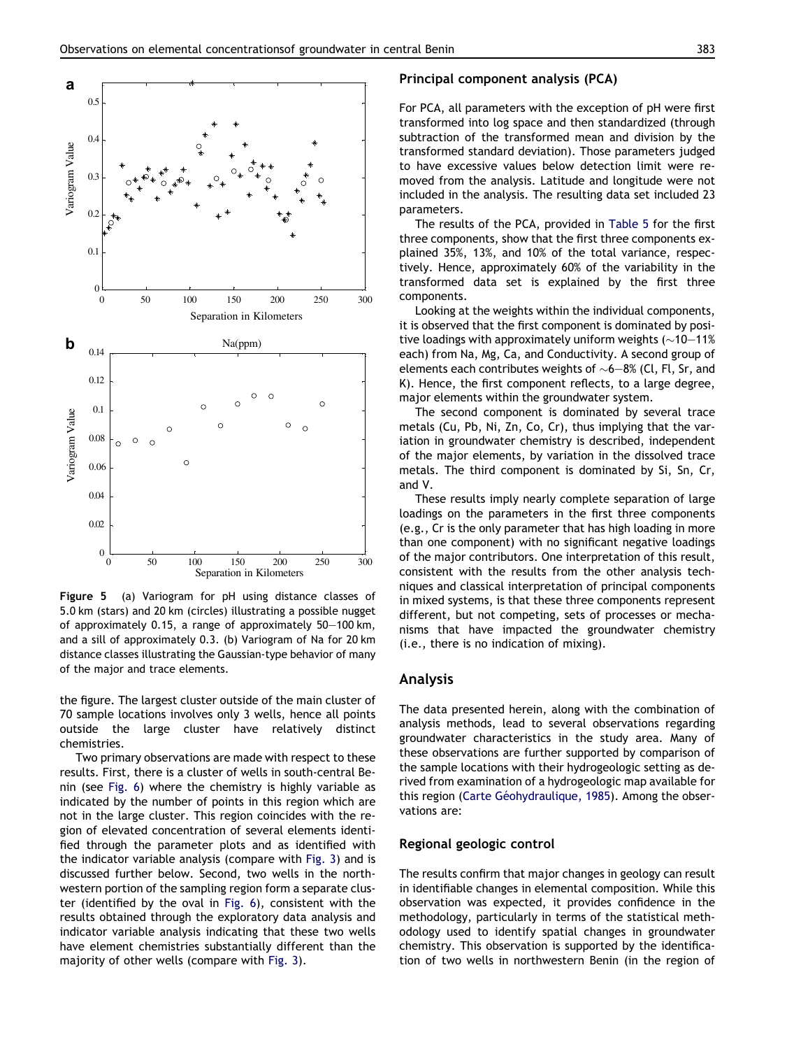**Figure 5** (a) Variogram for pH using distance classes of 5.0 km (stars) and 20 km (circles) illustrating a possible nugget of approximately 0.15, a range of approximately 50–100 km, and a sill of approximately 0.3. (b) Variogram of Na for 20 km distance classes illustrating the Gaussian-type behavior of many of the major and trace elements.

the figure. The largest cluster outside of the main cluster of 70 sample locations involves only 3 wells, hence all points outside the large cluster have relatively distinct chemistries.

Two primary observations are made with respect to these results. First, there is a cluster of wells in south-central Benin (see Fig. 6) where the chemistry is highly variable as indicated by the number of points in this region which are not in the large cluster. This region coincides with the region of elevated concentration of several elements identified through the parameter plots and as identified with the indicator variable analysis (compare with Fig. 3) and is discussed further below. Second, two wells in the northwestern portion of the sampling region form a separate cluster (identified by the oval in Fig. 6), consistent with the results obtained through the exploratory data analysis and indicator variable analysis indicating that these two wells have element chemistries substantially different than the majority of other wells (compare with Fig. 3).

### Principal component analysis (PCA)

For PCA, all parameters with the exception of pH were first transformed into log space and then standardized (through subtraction of the transformed mean and division by the transformed standard deviation). Those parameters judged to have excessive values below detection limit were removed from the analysis. Latitude and longitude were not included in the analysis. The resulting data set included 23 parameters.

The results of the PCA, provided in Table 5 for the first three components, show that the first three components explained 35%, 13%, and 10% of the total variance, respectively. Hence, approximately 60% of the variability in the transformed data set is explained by the first three components.

Looking at the weights within the individual components, it is observed that the first component is dominated by positive loadings with approximately uniform weights (~10–11% each) from Na, Mg, Ca, and Conductivity. A second group of elements each contributes weights of ~6–8% (Cl, Fl, Sr, and K). Hence, the first component reflects, to a large degree, major elements within the groundwater system.

The second component is dominated by several trace metals (Cu, Pb, Ni, Zn, Co, Cr), thus implying that the variation in groundwater chemistry is described, independent of the major elements, by variation in the dissolved trace metals. The third component is dominated by Si, Sn, Cr, and V.

These results imply nearly complete separation of large loadings on the parameters in the first three components (e.g., Cr is the only parameter that has high loading in more than one component) with no significant negative loadings of the major contributors. One interpretation of this result, consistent with the results from the other analysis techniques and classical interpretation of principal components in mixed systems, is that these three components represent different, but not competing, sets of processes or mechanisms that have impacted the groundwater chemistry (i.e., there is no indication of mixing).

## Analysis

The data presented herein, along with the combination of analysis methods, lead to several observations regarding groundwater characteristics in the study area. Many of these observations are further supported by comparison of the sample locations with their hydrogeologic setting as derived from examination of a hydrogeologic map available for this region (Carte Géohydraulique, 1985). Among the observations are:

### Regional geologic control

The results confirm that major changes in geology can result in identifiable changes in elemental composition. While this observation was expected, it provides confidence in the methodology, particularly in terms of the statistical methodology used to identify spatial changes in groundwater chemistry. This observation is supported by the identification of two wells in northwestern Benin (in the region of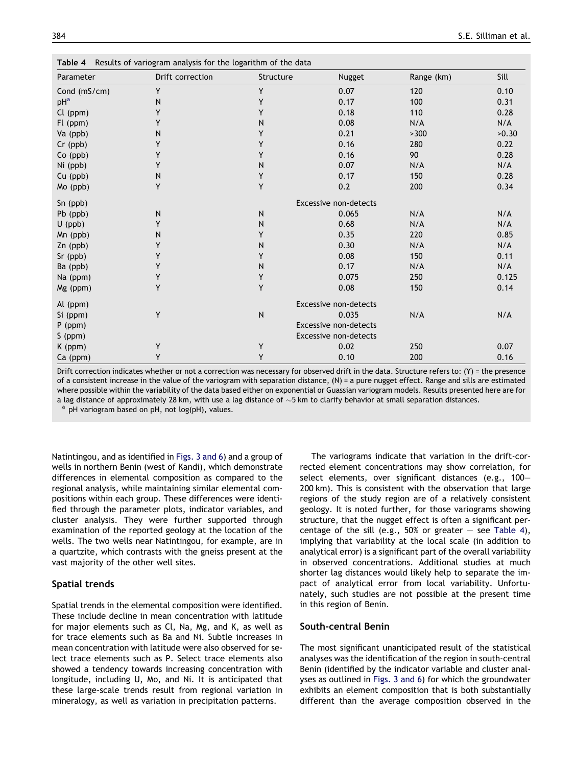**Table 4** Results of variogram analysis for the logarithm of the data

| Parameter | Drift correction | Structure | Nugget | Range (km) | Sill |
|---|---|---|---|---|---|
| Cond (mS/cm) | Y | Y | 0.07 | 120 | 0.10 |
| pH[a] | N | Y | 0.17 | 100 | 0.31 |
| Cl (ppm) | Y | Y | 0.18 | 110 | 0.28 |
| Fl (ppm) | Y | N | 0.08 | N/A | N/A |
| Va (ppb) | N | Y | 0.21 | >300 | >0.30 |
| Cr (ppb) | Y | Y | 0.16 | 280 | 0.22 |
| Co (ppb) | Y | Y | 0.16 | 90 | 0.28 |
| Ni (ppb) | Y | N | 0.07 | N/A | N/A |
| Cu (ppb) | N | Y | 0.17 | 150 | 0.28 |
| Mo (ppb) | Y | Y | 0.2 | 200 | 0.34 |
| Sn (ppb) | | | Excessive non-detects | | |
| Pb (ppb) | N | N | 0.065 | N/A | N/A |
| U (ppb) | Y | N | 0.68 | N/A | N/A |
| Mn (ppb) | N | Y | 0.35 | 220 | 0.85 |
| Zn (ppb) | Y | N | 0.30 | N/A | N/A |
| Sr (ppb) | Y | Y | 0.08 | 150 | 0.11 |
| Ba (ppb) | Y | N | 0.17 | N/A | N/A |
| Na (ppm) | Y | Y | 0.075 | 250 | 0.125 |
| Mg (ppm) | Y | Y | 0.08 | 150 | 0.14 |
| Al (ppm) | | | Excessive non-detects | | |
| Si (ppm) | Y | N | 0.035 | N/A | N/A |
| P (ppm) | | | Excessive non-detects | | |
| S (ppm) | | | Excessive non-detects | | |
| K (ppm) | Y | Y | 0.02 | 250 | 0.07 |
| Ca (ppm) | Y | Y | 0.10 | 200 | 0.16 |

Drift correction indicates whether or not a correction was necessary for observed drift in the data. Structure refers to: (Y) = the presence of a consistent increase in the value of the variogram with separation distance, (N) = a pure nugget effect. Range and sills are estimated where possible within the variability of the data based either on exponential or Guassian variogram models. Results presented here are for a lag distance of approximately 28 km, with use a lag distance of ~5 km to clarify behavior at small separation distances.

[a] pH variogram based on pH, not log(pH), values.

Natintingou, and as identified in Figs. 3 and 6) and a group of wells in northern Benin (west of Kandi), which demonstrate differences in elemental composition as compared to the regional analysis, while maintaining similar elemental compositions within each group. These differences were identified through the parameter plots, indicator variables, and cluster analysis. They were further supported through examination of the reported geology at the location of the wells. The two wells near Natintingou, for example, are in a quartzite, which contrasts with the gneiss present at the vast majority of the other well sites.

## Spatial trends

Spatial trends in the elemental composition were identified. These include decline in mean concentration with latitude for major elements such as Cl, Na, Mg, and K, as well as for trace elements such as Ba and Ni. Subtle increases in mean concentration with latitude were also observed for select trace elements such as P. Select trace elements also showed a tendency towards increasing concentration with longitude, including U, Mo, and Ni. It is anticipated that these large-scale trends result from regional variation in mineralogy, as well as variation in precipitation patterns.

The variograms indicate that variation in the drift-corrected element concentrations may show correlation, for select elements, over significant distances (e.g., 100–200 km). This is consistent with the observation that large regions of the study region are of a relatively consistent geology. It is noted further, for those variograms showing structure, that the nugget effect is often a significant percentage of the sill (e.g., 50% or greater – see Table 4), implying that variability at the local scale (in addition to analytical error) is a significant part of the overall variability in observed concentrations. Additional studies at much shorter lag distances would likely help to separate the impact of analytical error from local variability. Unfortunately, such studies are not possible at the present time in this region of Benin.

## South-central Benin

The most significant unanticipated result of the statistical analyses was the identification of the region in south-central Benin (identified by the indicator variable and cluster analyses as outlined in Figs. 3 and 6) for which the groundwater exhibits an element composition that is both substantially different than the average composition observed in the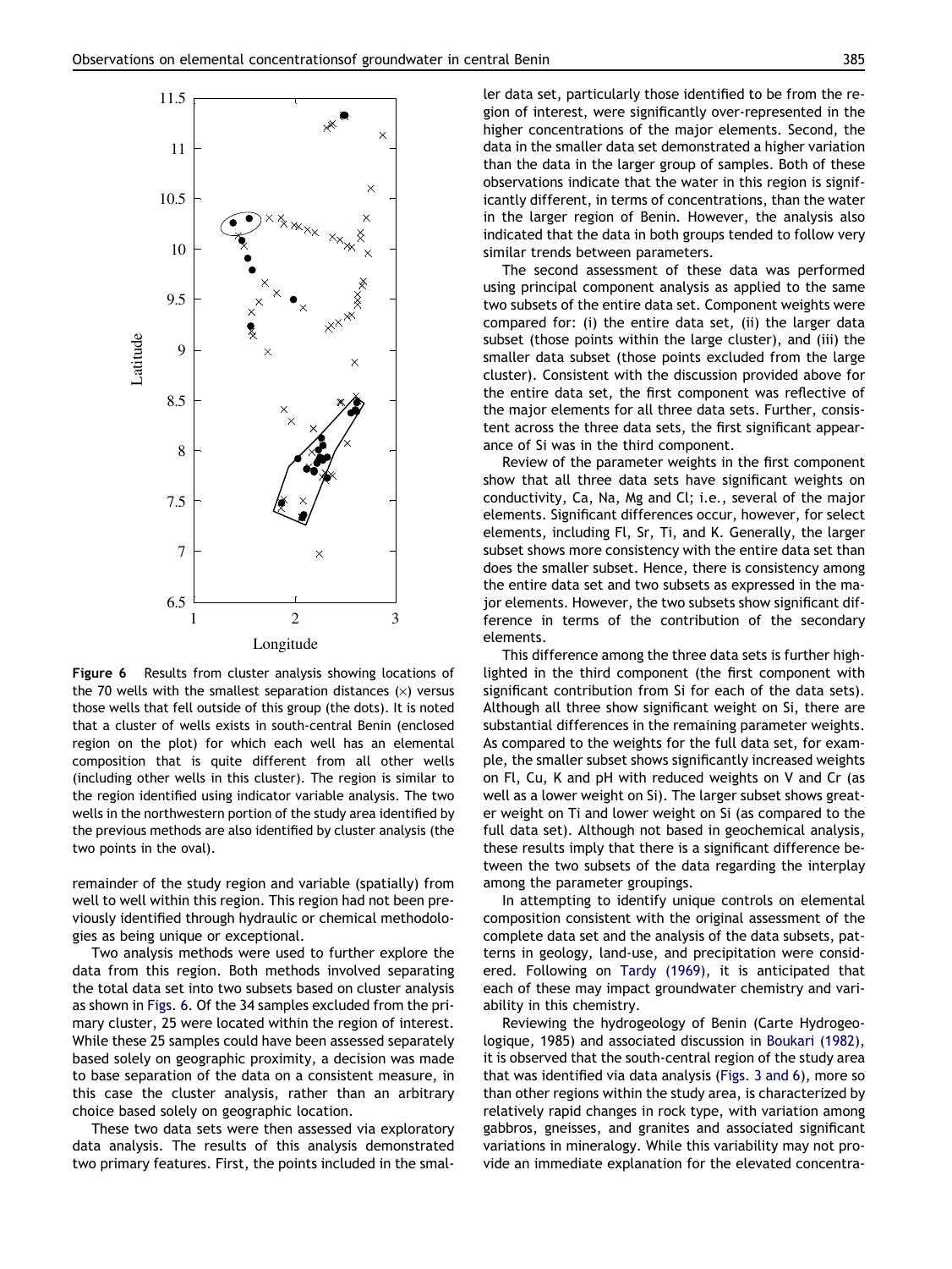Figure 6 Results from cluster analysis showing locations of the 70 wells with the smallest separation distances (×) versus those wells that fell outside of this group (the dots). It is noted that a cluster of wells exists in south-central Benin (enclosed region on the plot) for which each well has an elemental composition that is quite different from all other wells (including other wells in this cluster). The region is similar to the region identified using indicator variable analysis. The two wells in the northwestern portion of the study area identified by the previous methods are also identified by cluster analysis (the two points in the oval).

remainder of the study region and variable (spatially) from well to well within this region. This region had not been previously identified through hydraulic or chemical methodologies as being unique or exceptional.

Two analysis methods were used to further explore the data from this region. Both methods involved separating the total data set into two subsets based on cluster analysis as shown in Figs. 6. Of the 34 samples excluded from the primary cluster, 25 were located within the region of interest. While these 25 samples could have been assessed separately based solely on geographic proximity, a decision was made to base separation of the data on a consistent measure, in this case the cluster analysis, rather than an arbitrary choice based solely on geographic location.

These two data sets were then assessed via exploratory data analysis. The results of this analysis demonstrated two primary features. First, the points included in the smaller data set, particularly those identified to be from the region of interest, were significantly over-represented in the higher concentrations of the major elements. Second, the data in the smaller data set demonstrated a higher variation than the data in the larger group of samples. Both of these observations indicate that the water in this region is significantly different, in terms of concentrations, than the water in the larger region of Benin. However, the analysis also indicated that the data in both groups tended to follow very similar trends between parameters.

The second assessment of these data was performed using principal component analysis as applied to the same two subsets of the entire data set. Component weights were compared for: (i) the entire data set, (ii) the larger data subset (those points within the large cluster), and (iii) the smaller data subset (those points excluded from the large cluster). Consistent with the discussion provided above for the entire data set, the first component was reflective of the major elements for all three data sets. Further, consistent across the three data sets, the first significant appearance of Si was in the third component.

Review of the parameter weights in the first component show that all three data sets have significant weights on conductivity, Ca, Na, Mg and Cl; i.e., several of the major elements. Significant differences occur, however, for select elements, including Fl, Sr, Ti, and K. Generally, the larger subset shows more consistency with the entire data set than does the smaller subset. Hence, there is consistency among the entire data set and two subsets as expressed in the major elements. However, the two subsets show significant difference in terms of the contribution of the secondary elements.

This difference among the three data sets is further highlighted in the third component (the first component with significant contribution from Si for each of the data sets). Although all three show significant weight on Si, there are substantial differences in the remaining parameter weights. As compared to the weights for the full data set, for example, the smaller subset shows significantly increased weights on Fl, Cu, K and pH with reduced weights on V and Cr (as well as a lower weight on Si). The larger subset shows greater weight on Ti and lower weight on Si (as compared to the full data set). Although not based in geochemical analysis, these results imply that there is a significant difference between the two subsets of the data regarding the interplay among the parameter groupings.

In attempting to identify unique controls on elemental composition consistent with the original assessment of the complete data set and the analysis of the data subsets, patterns in geology, land-use, and precipitation were considered. Following on Tardy (1969), it is anticipated that each of these may impact groundwater chemistry and variability in this chemistry.

Reviewing the hydrogeology of Benin (Carte Hydrogeologique, 1985) and associated discussion in Boukari (1982), it is observed that the south-central region of the study area that was identified via data analysis (Figs. 3 and 6), more so than other regions within the study area, is characterized by relatively rapid changes in rock type, with variation among gabbros, gneisses, and granites and associated significant variations in mineralogy. While this variability may not provide an immediate explanation for the elevated concentra-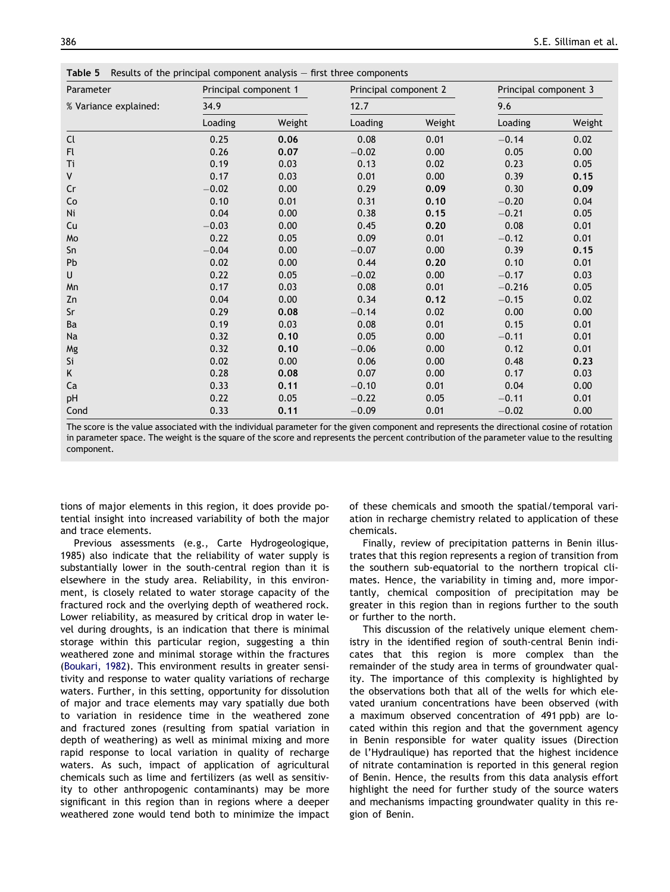**Table 5** Results of the principal component analysis – first three components

| Parameter | Principal component 1 | | Principal component 2 | | Principal component 3 | |
|---|---|---|---|---|---|---|
| % Variance explained: | 34.9 | | 12.7 | | 9.6 | |
| | Loading | Weight | Loading | Weight | Loading | Weight |
| Cl | 0.25 | **0.06** | 0.08 | 0.01 | −0.14 | 0.02 |
| Fl | 0.26 | **0.07** | −0.02 | 0.00 | 0.05 | 0.00 |
| Ti | 0.19 | 0.03 | 0.13 | 0.02 | 0.23 | 0.05 |
| V | 0.17 | 0.03 | 0.01 | 0.00 | 0.39 | **0.15** |
| Cr | −0.02 | 0.00 | 0.29 | **0.09** | 0.30 | **0.09** |
| Co | 0.10 | 0.01 | 0.31 | **0.10** | −0.20 | 0.04 |
| Ni | 0.04 | 0.00 | 0.38 | **0.15** | −0.21 | 0.05 |
| Cu | −0.03 | 0.00 | 0.45 | **0.20** | 0.08 | 0.01 |
| Mo | 0.22 | 0.05 | 0.09 | 0.01 | −0.12 | 0.01 |
| Sn | −0.04 | 0.00 | −0.07 | 0.00 | 0.39 | **0.15** |
| Pb | 0.02 | 0.00 | 0.44 | **0.20** | 0.10 | 0.01 |
| U | 0.22 | 0.05 | −0.02 | 0.00 | −0.17 | 0.03 |
| Mn | 0.17 | 0.03 | 0.08 | 0.01 | −0.216 | 0.05 |
| Zn | 0.04 | 0.00 | 0.34 | **0.12** | −0.15 | 0.02 |
| Sr | 0.29 | **0.08** | −0.14 | 0.02 | 0.00 | 0.00 |
| Ba | 0.19 | 0.03 | 0.08 | 0.01 | 0.15 | 0.01 |
| Na | 0.32 | **0.10** | 0.05 | 0.00 | −0.11 | 0.01 |
| Mg | 0.32 | **0.10** | −0.06 | 0.00 | 0.12 | 0.01 |
| Si | 0.02 | 0.00 | 0.06 | 0.00 | 0.48 | **0.23** |
| K | 0.28 | **0.08** | 0.07 | 0.00 | 0.17 | 0.03 |
| Ca | 0.33 | **0.11** | −0.10 | 0.01 | 0.04 | 0.00 |
| pH | 0.22 | 0.05 | −0.22 | 0.05 | −0.11 | 0.01 |
| Cond | 0.33 | **0.11** | −0.09 | 0.01 | −0.02 | 0.00 |

The score is the value associated with the individual parameter for the given component and represents the directional cosine of rotation in parameter space. The weight is the square of the score and represents the percent contribution of the parameter value to the resulting component.

tions of major elements in this region, it does provide potential insight into increased variability of both the major and trace elements.

Previous assessments (e.g., Carte Hydrogeologique, 1985) also indicate that the reliability of water supply is substantially lower in the south-central region than it is elsewhere in the study area. Reliability, in this environment, is closely related to water storage capacity of the fractured rock and the overlying depth of weathered rock. Lower reliability, as measured by critical drop in water level during droughts, is an indication that there is minimal storage within this particular region, suggesting a thin weathered zone and minimal storage within the fractures (Boukari, 1982). This environment results in greater sensitivity and response to water quality variations of recharge waters. Further, in this setting, opportunity for dissolution of major and trace elements may vary spatially due both to variation in residence time in the weathered zone and fractured zones (resulting from spatial variation in depth of weathering) as well as minimal mixing and more rapid response to local variation in quality of recharge waters. As such, impact of application of agricultural chemicals such as lime and fertilizers (as well as sensitivity to other anthropogenic contaminants) may be more significant in this region than in regions where a deeper weathered zone would tend both to minimize the impact of these chemicals and smooth the spatial/temporal variation in recharge chemistry related to application of these chemicals.

Finally, review of precipitation patterns in Benin illustrates that this region represents a region of transition from the southern sub-equatorial to the northern tropical climates. Hence, the variability in timing and, more importantly, chemical composition of precipitation may be greater in this region than in regions further to the south or further to the north.

This discussion of the relatively unique element chemistry in the identified region of south-central Benin indicates that this region is more complex than the remainder of the study area in terms of groundwater quality. The importance of this complexity is highlighted by the observations both that all of the wells for which elevated uranium concentrations have been observed (with a maximum observed concentration of 491 ppb) are located within this region and that the government agency in Benin responsible for water quality issues (Direction de l'Hydraulique) has reported that the highest incidence of nitrate contamination is reported in this general region of Benin. Hence, the results from this data analysis effort highlight the need for further study of the source waters and mechanisms impacting groundwater quality in this region of Benin.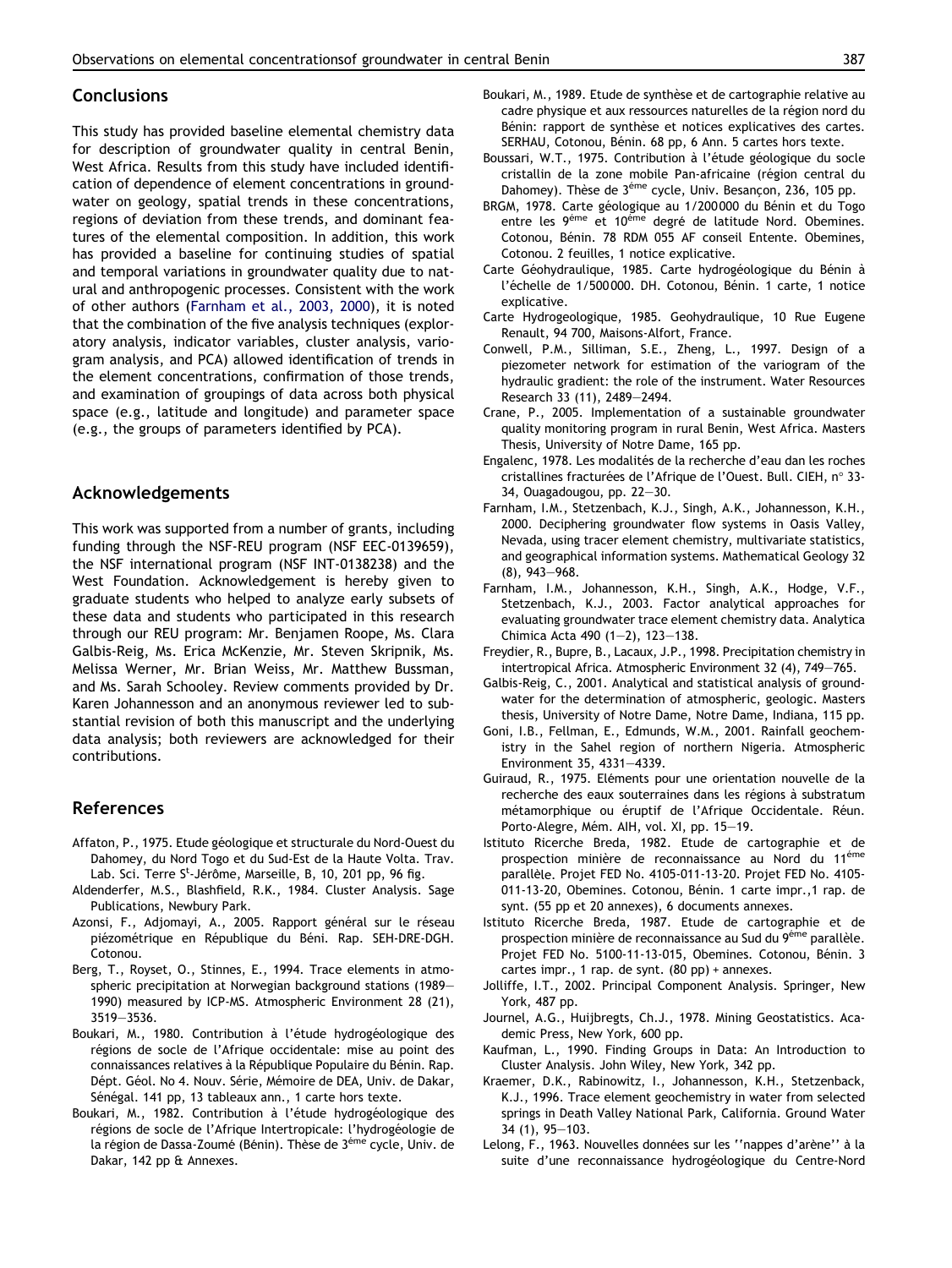## Conclusions

This study has provided baseline elemental chemistry data for description of groundwater quality in central Benin, West Africa. Results from this study have included identification of dependence of element concentrations in groundwater on geology, spatial trends in these concentrations, regions of deviation from these trends, and dominant features of the elemental composition. In addition, this work has provided a baseline for continuing studies of spatial and temporal variations in groundwater quality due to natural and anthropogenic processes. Consistent with the work of other authors (Farnham et al., 2003, 2000), it is noted that the combination of the five analysis techniques (exploratory analysis, indicator variables, cluster analysis, variogram analysis, and PCA) allowed identification of trends in the element concentrations, confirmation of those trends, and examination of groupings of data across both physical space (e.g., latitude and longitude) and parameter space (e.g., the groups of parameters identified by PCA).

## Acknowledgements

This work was supported from a number of grants, including funding through the NSF-REU program (NSF EEC-0139659), the NSF international program (NSF INT-0138238) and the West Foundation. Acknowledgement is hereby given to graduate students who helped to analyze early subsets of these data and students who participated in this research through our REU program: Mr. Benjamen Roope, Ms. Clara Galbis-Reig, Ms. Erica McKenzie, Mr. Steven Skripnik, Ms. Melissa Werner, Mr. Brian Weiss, Mr. Matthew Bussman, and Ms. Sarah Schooley. Review comments provided by Dr. Karen Johannesson and an anonymous reviewer led to substantial revision of both this manuscript and the underlying data analysis; both reviewers are acknowledged for their contributions.

## References

Affaton, P., 1975. Etude géologique et structurale du Nord-Ouest du Dahomey, du Nord Togo et du Sud-Est de la Haute Volta. Trav. Lab. Sci. Terre S[t]-Jérôme, Marseille, B, 10, 201 pp, 96 fig.

Aldenderfer, M.S., Blashfield, R.K., 1984. Cluster Analysis. Sage Publications, Newbury Park.

Azonsi, F., Adjomayi, A., 2005. Rapport général sur le réseau piézométrique en République du Béni. Rap. SEH-DRE-DGH. Cotonou.

Berg, T., Royset, O., Stinnes, E., 1994. Trace elements in atmospheric precipitation at Norwegian background stations (1989—1990) measured by ICP-MS. Atmospheric Environment 28 (21), 3519—3536.

Boukari, M., 1980. Contribution à l'étude hydrogéologique des régions de socle de l'Afrique occidentale: mise au point des connaissances relatives à la République Populaire du Bénin. Rap. Dépt. Géol. No 4. Nouv. Série, Mémoire de DEA, Univ. de Dakar, Sénégal. 141 pp, 13 tableaux ann., 1 carte hors texte.

Boukari, M., 1982. Contribution à l'étude hydrogéologique des régions de socle de l'Afrique Intertropicale: l'hydrogéologie de la région de Dassa-Zoumé (Bénin). Thèse de 3[éme] cycle, Univ. de Dakar, 142 pp & Annexes.

Boukari, M., 1989. Etude de synthèse et de cartographie relative au cadre physique et aux ressources naturelles de la région nord du Bénin: rapport de synthèse et notices explicatives des cartes. SERHAU, Cotonou, Bénin. 68 pp, 6 Ann. 5 cartes hors texte.

Boussari, W.T., 1975. Contribution à l'étude géologique du socle cristallin de la zone mobile Pan-africaine (région central du Dahomey). Thèse de 3[éme] cycle, Univ. Besançon, 236, 105 pp.

BRGM, 1978. Carte géologique au 1/200 000 du Bénin et du Togo entre les 9[éme] et 10[éme] degré de latitude Nord. Obemines. Cotonou, Bénin. 78 RDM 055 AF conseil Entente. Obemines, Cotonou. 2 feuilles, 1 notice explicative.

Carte Géohydraulique, 1985. Carte hydrogéologique du Bénin à l'échelle de 1/500 000. DH. Cotonou, Bénin. 1 carte, 1 notice explicative.

Carte Hydrogeologique, 1985. Geohydraulique, 10 Rue Eugene Renault, 94 700, Maisons-Alfort, France.

Conwell, P.M., Silliman, S.E., Zheng, L., 1997. Design of a piezometer network for estimation of the variogram of the hydraulic gradient: the role of the instrument. Water Resources Research 33 (11), 2489—2494.

Crane, P., 2005. Implementation of a sustainable groundwater quality monitoring program in rural Benin, West Africa. Masters Thesis, University of Notre Dame, 165 pp.

Engalenc, 1978. Les modalités de la recherche d'eau dan les roches cristallines fracturées de l'Afrique de l'Ouest. Bull. CIEH, n° 33-34, Ouagadougou, pp. 22—30.

Farnham, I.M., Stetzenbach, K.J., Singh, A.K., Johannesson, K.H., 2000. Deciphering groundwater flow systems in Oasis Valley, Nevada, using tracer element chemistry, multivariate statistics, and geographical information systems. Mathematical Geology 32 (8), 943—968.

Farnham, I.M., Johannesson, K.H., Singh, A.K., Hodge, V.F., Stetzenbach, K.J., 2003. Factor analytical approaches for evaluating groundwater trace element chemistry data. Analytica Chimica Acta 490 (1—2), 123—138.

Freydier, R., Bupre, B., Lacaux, J.P., 1998. Precipitation chemistry in intertropical Africa. Atmospheric Environment 32 (4), 749—765.

Galbis-Reig, C., 2001. Analytical and statistical analysis of groundwater for the determination of atmospheric, geologic. Masters thesis, University of Notre Dame, Notre Dame, Indiana, 115 pp.

Goni, I.B., Fellman, E., Edmunds, W.M., 2001. Rainfall geochemistry in the Sahel region of northern Nigeria. Atmospheric Environment 35, 4331—4339.

Guiraud, R., 1975. Eléments pour une orientation nouvelle de la recherche des eaux souterraines dans les régions à substratum métamorphique ou éruptif de l'Afrique Occidentale. Réun. Porto-Alegre, Mém. AIH, vol. XI, pp. 15—19.

Istituto Ricerche Breda, 1982. Etude de cartographie et de prospection minière de reconnaissance au Nord du 11[éme] parallèle. Projet FED No. 4105-011-13-20. Projet FED No. 4105-011-13-20, Obemines. Cotonou, Bénin. 1 carte impr.,1 rap. de synt. (55 pp et 20 annexes), 6 documents annexes.

Istituto Ricerche Breda, 1987. Etude de cartographie et de prospection minière de reconnaissance au Sud du 9[éme] parallèle. Projet FED No. 5100-11-13-015, Obemines. Cotonou, Bénin. 3 cartes impr., 1 rap. de synt. (80 pp) + annexes.

Jolliffe, I.T., 2002. Principal Component Analysis. Springer, New York, 487 pp.

Journel, A.G., Huijbregts, Ch.J., 1978. Mining Geostatistics. Academic Press, New York, 600 pp.

Kaufman, L., 1990. Finding Groups in Data: An Introduction to Cluster Analysis. John Wiley, New York, 342 pp.

Kraemer, D.K., Rabinowitz, I., Johannesson, K.H., Stetzenback, K.J., 1996. Trace element geochemistry in water from selected springs in Death Valley National Park, California. Ground Water 34 (1), 95—103.

Lelong, F., 1963. Nouvelles données sur les ''nappes d'arène'' à la suite d'une reconnaissance hydrogéologique du Centre-Nord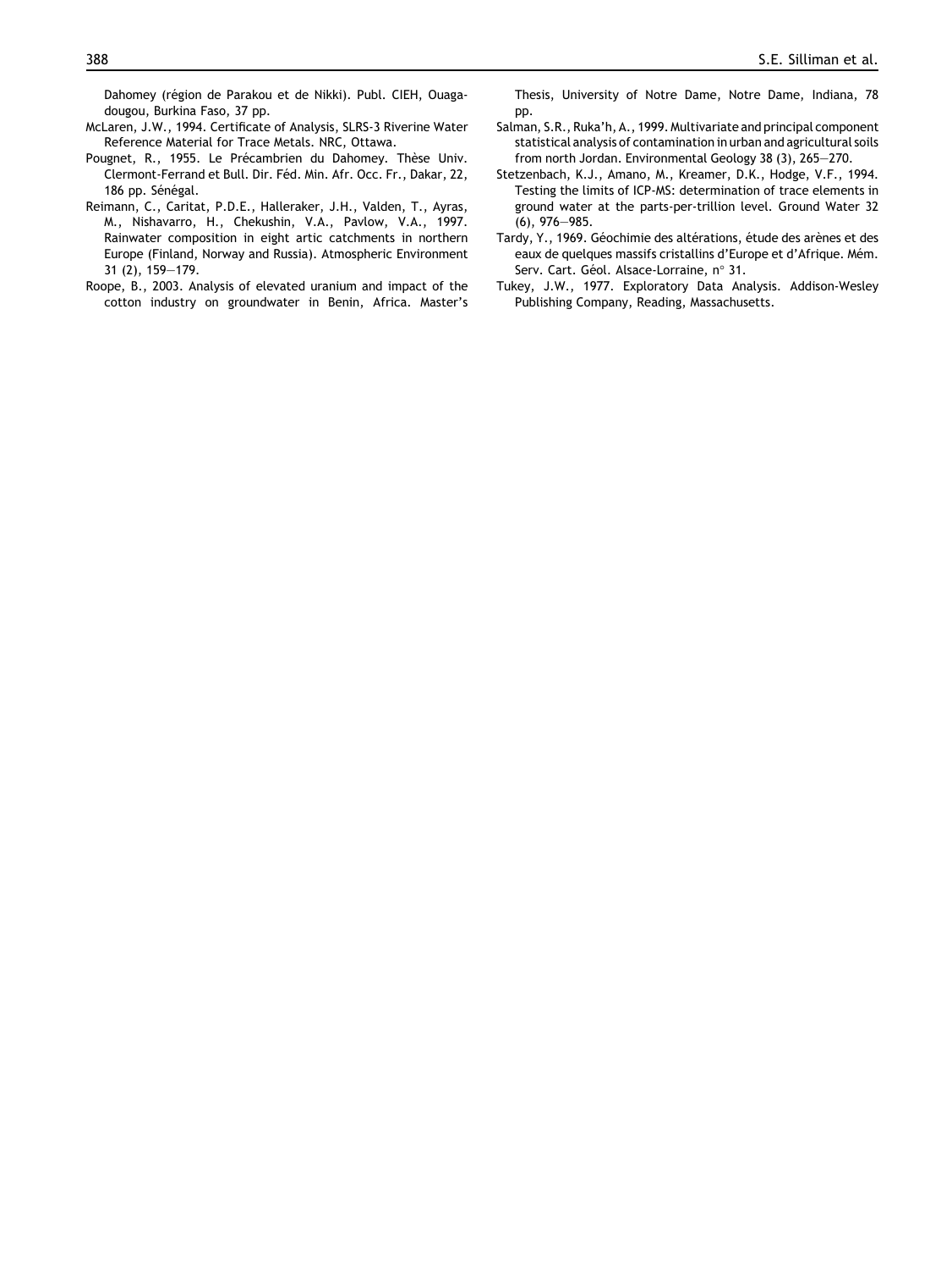Dahomey (région de Parakou et de Nikki). Publ. CIEH, Ouagadougou, Burkina Faso, 37 pp.

McLaren, J.W., 1994. Certificate of Analysis, SLRS-3 Riverine Water Reference Material for Trace Metals. NRC, Ottawa.

Pougnet, R., 1955. Le Précambrien du Dahomey. Thèse Univ. Clermont-Ferrand et Bull. Dir. Féd. Min. Afr. Occ. Fr., Dakar, 22, 186 pp. Sénégal.

Reimann, C., Caritat, P.D.E., Halleraker, J.H., Valden, T., Ayras, M., Nishavarro, H., Chekushin, V.A., Pavlow, V.A., 1997. Rainwater composition in eight artic catchments in northern Europe (Finland, Norway and Russia). Atmospheric Environment 31 (2), 159—179.

Roope, B., 2003. Analysis of elevated uranium and impact of the cotton industry on groundwater in Benin, Africa. Master's Thesis, University of Notre Dame, Notre Dame, Indiana, 78 pp.

Salman, S.R., Ruka'h, A., 1999. Multivariate and principal component statistical analysis of contamination in urban and agricultural soils from north Jordan. Environmental Geology 38 (3), 265—270.

Stetzenbach, K.J., Amano, M., Kreamer, D.K., Hodge, V.F., 1994. Testing the limits of ICP-MS: determination of trace elements in ground water at the parts-per-trillion level. Ground Water 32 (6), 976—985.

Tardy, Y., 1969. Géochimie des altérations, étude des arènes et des eaux de quelques massifs cristallins d'Europe et d'Afrique. Mém. Serv. Cart. Géol. Alsace-Lorraine, n° 31.

Tukey, J.W., 1977. Exploratory Data Analysis. Addison-Wesley Publishing Company, Reading, Massachusetts.